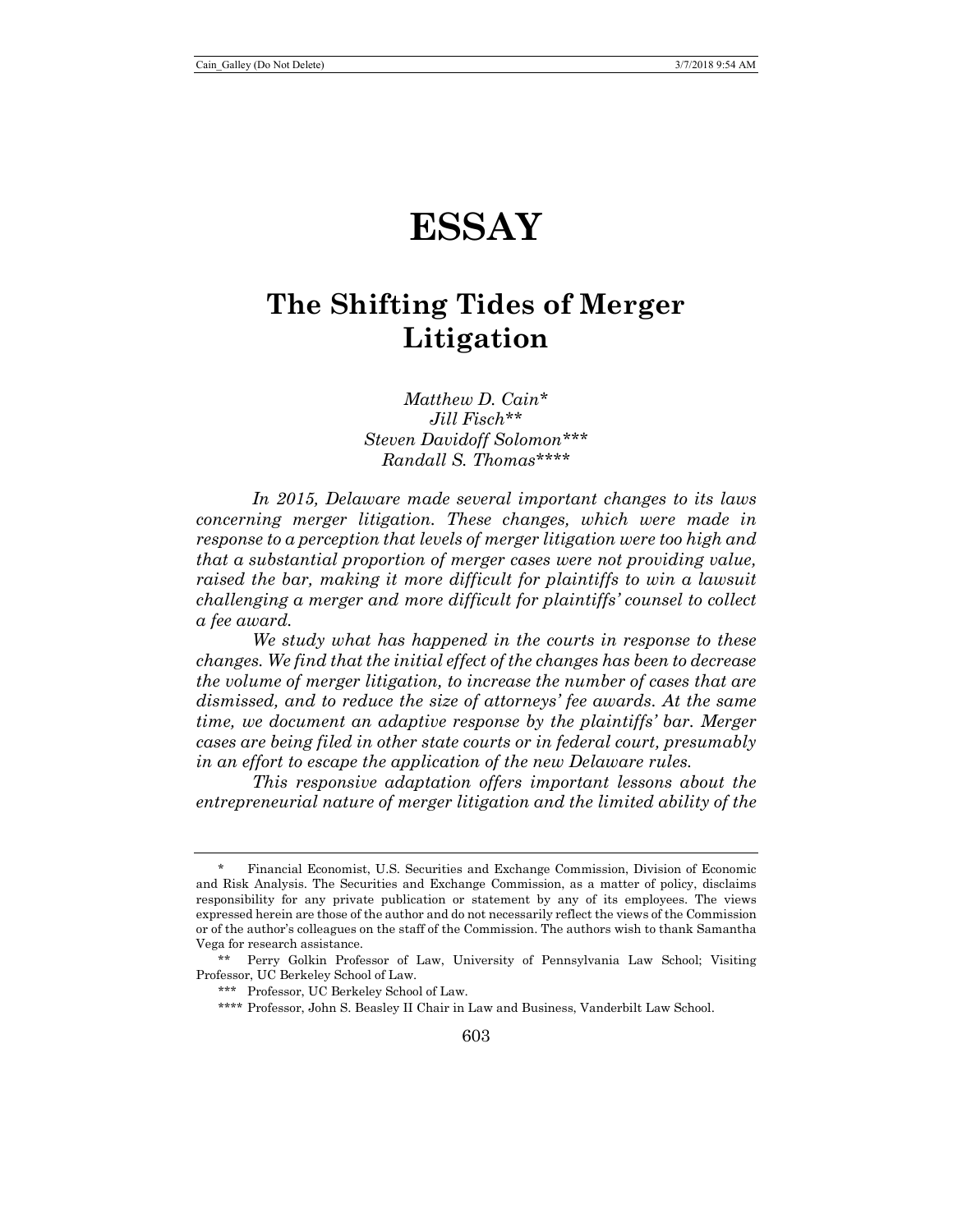# ESSAY

## The Shifting Tides of Merger Litigation

*Matthew D. Cain\**
*Jill Fisch\*\**
*Steven Davidoff Solomon\*\*\**
*Randall S. Thomas\*\*\*\**

*In 2015, Delaware made several important changes to its laws concerning merger litigation. These changes, which were made in response to a perception that levels of merger litigation were too high and that a substantial proportion of merger cases were not providing value, raised the bar, making it more difficult for plaintiffs to win a lawsuit challenging a merger and more difficult for plaintiffs' counsel to collect a fee award.*

*We study what has happened in the courts in response to these changes. We find that the initial effect of the changes has been to decrease the volume of merger litigation, to increase the number of cases that are dismissed, and to reduce the size of attorneys' fee awards. At the same time, we document an adaptive response by the plaintiffs' bar. Merger cases are being filed in other state courts or in federal court, presumably in an effort to escape the application of the new Delaware rules.*

*This responsive adaptation offers important lessons about the entrepreneurial nature of merger litigation and the limited ability of the*

---

\* Financial Economist, U.S. Securities and Exchange Commission, Division of Economic and Risk Analysis. The Securities and Exchange Commission, as a matter of policy, disclaims responsibility for any private publication or statement by any of its employees. The views expressed herein are those of the author and do not necessarily reflect the views of the Commission or of the author's colleagues on the staff of the Commission. The authors wish to thank Samantha Vega for research assistance.

\*\* Perry Golkin Professor of Law, University of Pennsylvania Law School; Visiting Professor, UC Berkeley School of Law.

\*\*\* Professor, UC Berkeley School of Law.

\*\*\*\* Professor, John S. Beasley II Chair in Law and Business, Vanderbilt Law School.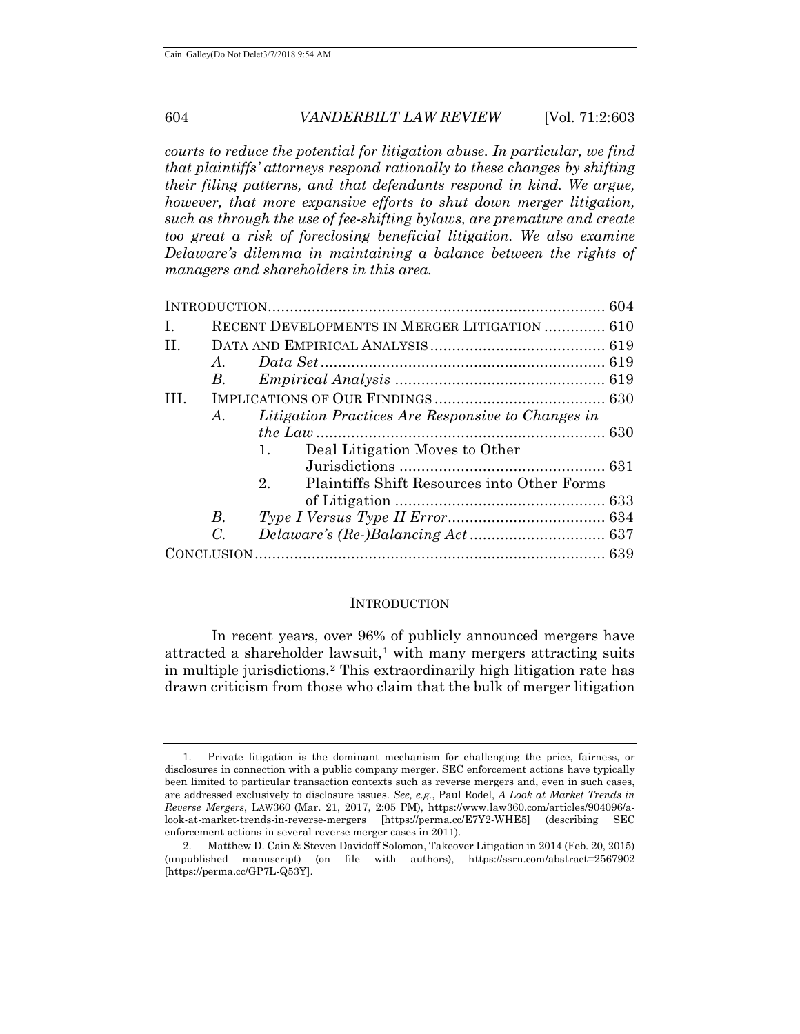*courts to reduce the potential for litigation abuse. In particular, we find that plaintiffs' attorneys respond rationally to these changes by shifting their filing patterns, and that defendants respond in kind. We argue, however, that more expansive efforts to shut down merger litigation, such as through the use of fee-shifting bylaws, are premature and create too great a risk of foreclosing beneficial litigation. We also examine Delaware's dilemma in maintaining a balance between the rights of managers and shareholders in this area.*

INTRODUCTION ............................................................................ 604
I. RECENT DEVELOPMENTS IN MERGER LITIGATION ............. 610
II. DATA AND EMPIRICAL ANALYSIS ........................................ 619
  A. *Data Set* ................................................................ 619
  B. *Empirical Analysis* ................................................ 619
III. IMPLICATIONS OF OUR FINDINGS ...................................... 630
  A. *Litigation Practices Are Responsive to Changes in the Law* ........................................................................ 630
    1. Deal Litigation Moves to Other Jurisdictions ............................................... 631
    2. Plaintiffs Shift Resources into Other Forms of Litigation ................................................ 633
  B. *Type I Versus Type II Error* .................................... 634
  C. *Delaware's (Re-)Balancing Act* ............................... 637
CONCLUSION ............................................................................... 639

## INTRODUCTION

In recent years, over 96% of publicly announced mergers have attracted a shareholder lawsuit,[1] with many mergers attracting suits in multiple jurisdictions.[2] This extraordinarily high litigation rate has drawn criticism from those who claim that the bulk of merger litigation

---

1. Private litigation is the dominant mechanism for challenging the price, fairness, or disclosures in connection with a public company merger. SEC enforcement actions have typically been limited to particular transaction contexts such as reverse mergers and, even in such cases, are addressed exclusively to disclosure issues. *See, e.g.*, Paul Rodel, *A Look at Market Trends in Reverse Mergers*, LAW360 (Mar. 21, 2017, 2:05 PM), https://www.law360.com/articles/904096/a-look-at-market-trends-in-reverse-mergers [https://perma.cc/E7Y2-WHE5] (describing SEC enforcement actions in several reverse merger cases in 2011).

2. Matthew D. Cain & Steven Davidoff Solomon, Takeover Litigation in 2014 (Feb. 20, 2015) (unpublished manuscript) (on file with authors), https://ssrn.com/abstract=2567902 [https://perma.cc/GP7L-Q53Y].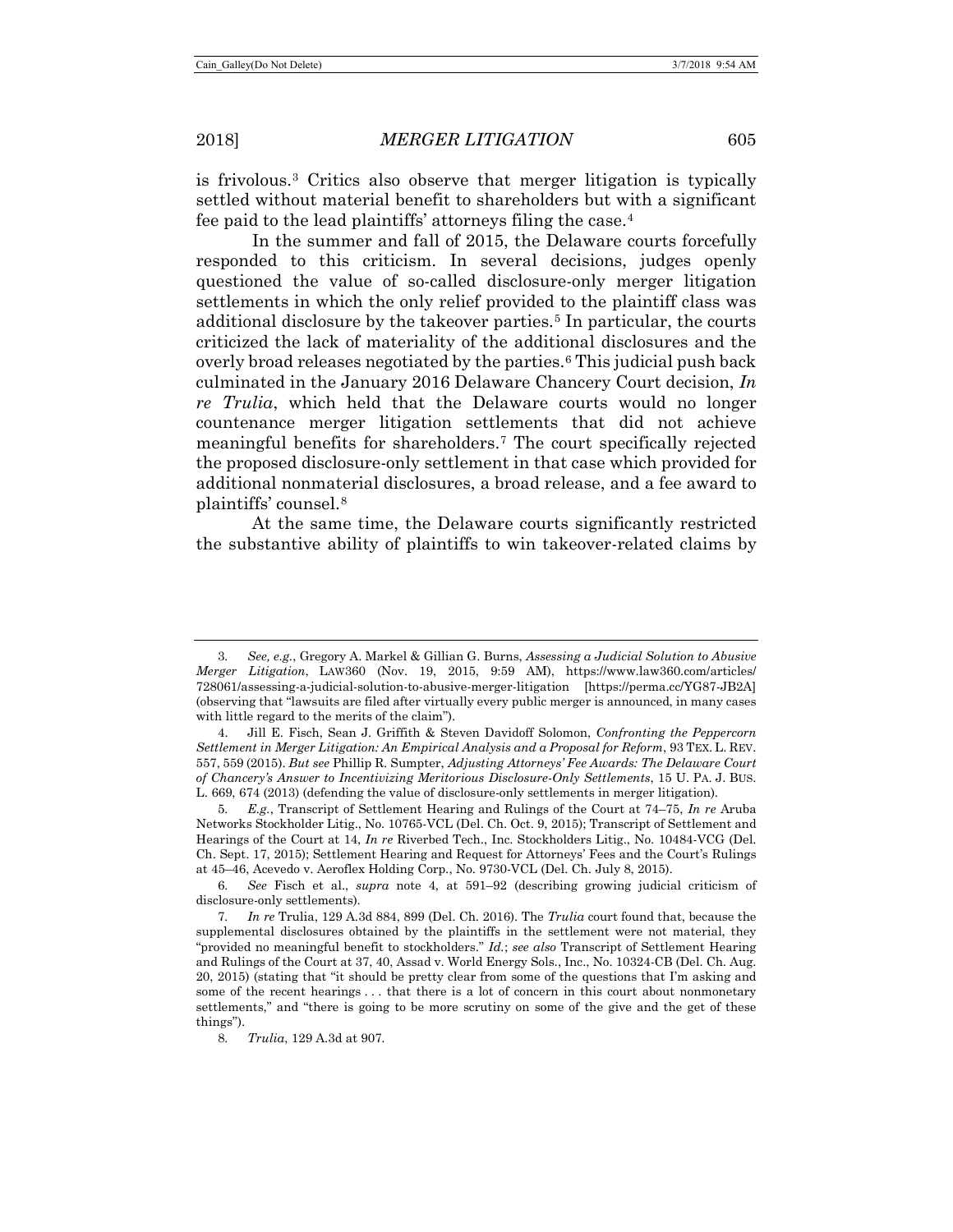is frivolous.[3] Critics also observe that merger litigation is typically settled without material benefit to shareholders but with a significant fee paid to the lead plaintiffs' attorneys filing the case.[4]

In the summer and fall of 2015, the Delaware courts forcefully responded to this criticism. In several decisions, judges openly questioned the value of so-called disclosure-only merger litigation settlements in which the only relief provided to the plaintiff class was additional disclosure by the takeover parties.[5] In particular, the courts criticized the lack of materiality of the additional disclosures and the overly broad releases negotiated by the parties.[6] This judicial push back culminated in the January 2016 Delaware Chancery Court decision, *In re Trulia*, which held that the Delaware courts would no longer countenance merger litigation settlements that did not achieve meaningful benefits for shareholders.[7] The court specifically rejected the proposed disclosure-only settlement in that case which provided for additional nonmaterial disclosures, a broad release, and a fee award to plaintiffs' counsel.[8]

At the same time, the Delaware courts significantly restricted the substantive ability of plaintiffs to win takeover-related claims by

---

3. *See, e.g.*, Gregory A. Markel & Gillian G. Burns, *Assessing a Judicial Solution to Abusive Merger Litigation*, LAW360 (Nov. 19, 2015, 9:59 AM), https://www.law360.com/articles/728061/assessing-a-judicial-solution-to-abusive-merger-litigation [https://perma.cc/YG87-JB2A] (observing that "lawsuits are filed after virtually every public merger is announced, in many cases with little regard to the merits of the claim").

4. Jill E. Fisch, Sean J. Griffith & Steven Davidoff Solomon, *Confronting the Peppercorn Settlement in Merger Litigation: An Empirical Analysis and a Proposal for Reform*, 93 TEX. L. REV. 557, 559 (2015). *But see* Phillip R. Sumpter, *Adjusting Attorneys' Fee Awards: The Delaware Court of Chancery's Answer to Incentivizing Meritorious Disclosure-Only Settlements*, 15 U. PA. J. BUS. L. 669, 674 (2013) (defending the value of disclosure-only settlements in merger litigation).

5. *E.g.*, Transcript of Settlement Hearing and Rulings of the Court at 74–75, *In re* Aruba Networks Stockholder Litig., No. 10765-VCL (Del. Ch. Oct. 9, 2015); Transcript of Settlement and Hearings of the Court at 14, *In re* Riverbed Tech., Inc. Stockholders Litig., No. 10484-VCG (Del. Ch. Sept. 17, 2015); Settlement Hearing and Request for Attorneys' Fees and the Court's Rulings at 45–46, Acevedo v. Aeroflex Holding Corp., No. 9730-VCL (Del. Ch. July 8, 2015).

6. *See* Fisch et al., *supra* note 4, at 591–92 (describing growing judicial criticism of disclosure-only settlements).

7. *In re* Trulia, 129 A.3d 884, 899 (Del. Ch. 2016). The *Trulia* court found that, because the supplemental disclosures obtained by the plaintiffs in the settlement were not material, they "provided no meaningful benefit to stockholders." *Id.*; *see also* Transcript of Settlement Hearing and Rulings of the Court at 37, 40, Assad v. World Energy Sols., Inc., No. 10324-CB (Del. Ch. Aug. 20, 2015) (stating that "it should be pretty clear from some of the questions that I'm asking and some of the recent hearings . . . that there is a lot of concern in this court about nonmonetary settlements," and "there is going to be more scrutiny on some of the give and the get of these things").

8. *Trulia*, 129 A.3d at 907.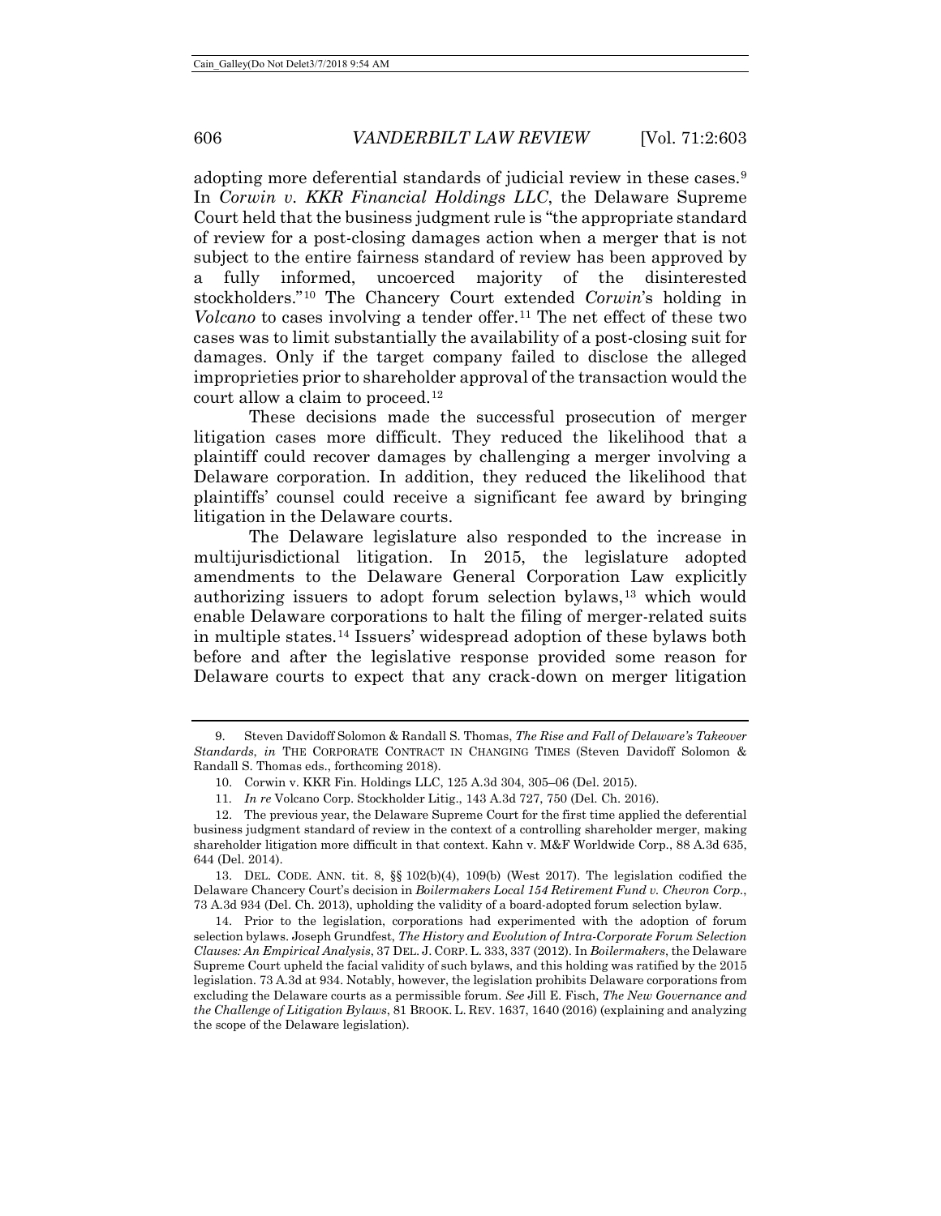adopting more deferential standards of judicial review in these cases.[9] In *Corwin v. KKR Financial Holdings LLC*, the Delaware Supreme Court held that the business judgment rule is "the appropriate standard of review for a post-closing damages action when a merger that is not subject to the entire fairness standard of review has been approved by a fully informed, uncoerced majority of the disinterested stockholders."[10] The Chancery Court extended *Corwin*'s holding in *Volcano* to cases involving a tender offer.[11] The net effect of these two cases was to limit substantially the availability of a post-closing suit for damages. Only if the target company failed to disclose the alleged improprieties prior to shareholder approval of the transaction would the court allow a claim to proceed.[12]

These decisions made the successful prosecution of merger litigation cases more difficult. They reduced the likelihood that a plaintiff could recover damages by challenging a merger involving a Delaware corporation. In addition, they reduced the likelihood that plaintiffs' counsel could receive a significant fee award by bringing litigation in the Delaware courts.

The Delaware legislature also responded to the increase in multijurisdictional litigation. In 2015, the legislature adopted amendments to the Delaware General Corporation Law explicitly authorizing issuers to adopt forum selection bylaws,[13] which would enable Delaware corporations to halt the filing of merger-related suits in multiple states.[14] Issuers' widespread adoption of these bylaws both before and after the legislative response provided some reason for Delaware courts to expect that any crack-down on merger litigation

---

9. Steven Davidoff Solomon & Randall S. Thomas, *The Rise and Fall of Delaware's Takeover Standards*, *in* THE CORPORATE CONTRACT IN CHANGING TIMES (Steven Davidoff Solomon & Randall S. Thomas eds., forthcoming 2018).

10. Corwin v. KKR Fin. Holdings LLC, 125 A.3d 304, 305–06 (Del. 2015).

11. *In re* Volcano Corp. Stockholder Litig., 143 A.3d 727, 750 (Del. Ch. 2016).

12. The previous year, the Delaware Supreme Court for the first time applied the deferential business judgment standard of review in the context of a controlling shareholder merger, making shareholder litigation more difficult in that context. Kahn v. M&F Worldwide Corp., 88 A.3d 635, 644 (Del. 2014).

13. DEL. CODE. ANN. tit. 8, §§ 102(b)(4), 109(b) (West 2017). The legislation codified the Delaware Chancery Court's decision in *Boilermakers Local 154 Retirement Fund v. Chevron Corp.*, 73 A.3d 934 (Del. Ch. 2013), upholding the validity of a board-adopted forum selection bylaw.

14. Prior to the legislation, corporations had experimented with the adoption of forum selection bylaws. Joseph Grundfest, *The History and Evolution of Intra-Corporate Forum Selection Clauses: An Empirical Analysis*, 37 DEL. J. CORP. L. 333, 337 (2012). In *Boilermakers*, the Delaware Supreme Court upheld the facial validity of such bylaws, and this holding was ratified by the 2015 legislation. 73 A.3d at 934. Notably, however, the legislation prohibits Delaware corporations from excluding the Delaware courts as a permissible forum. *See* Jill E. Fisch, *The New Governance and the Challenge of Litigation Bylaws*, 81 BROOK. L. REV. 1637, 1640 (2016) (explaining and analyzing the scope of the Delaware legislation).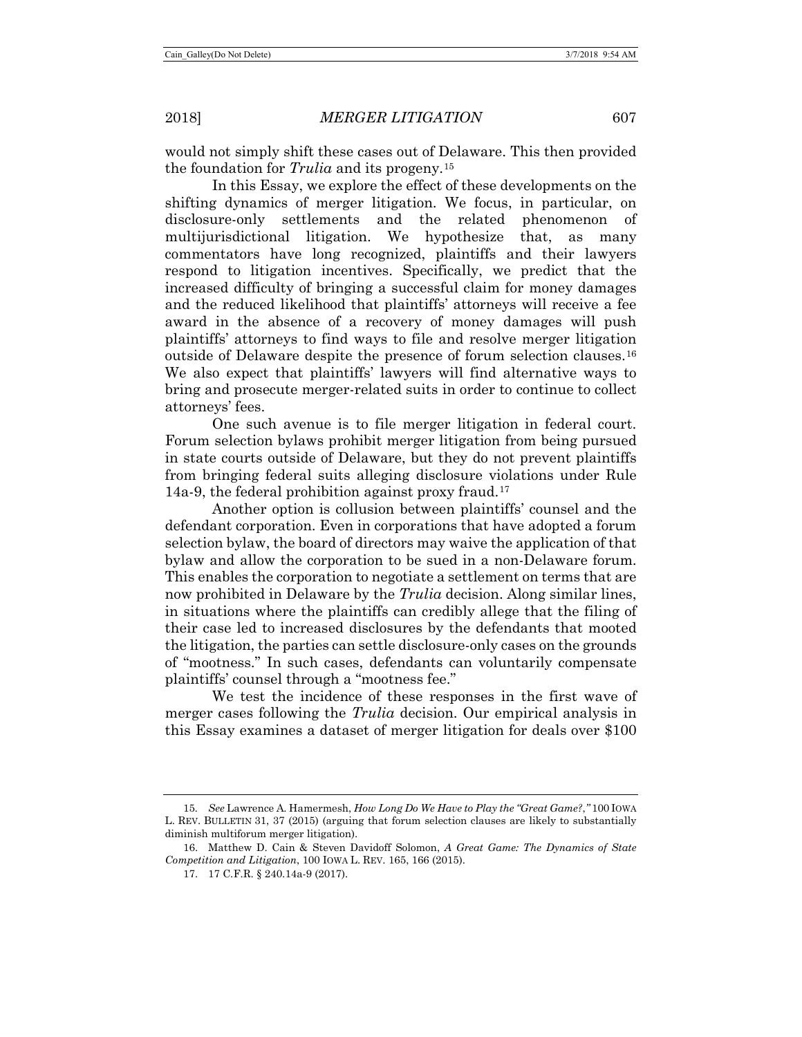would not simply shift these cases out of Delaware. This then provided the foundation for *Trulia* and its progeny.[15]

In this Essay, we explore the effect of these developments on the shifting dynamics of merger litigation. We focus, in particular, on disclosure-only settlements and the related phenomenon of multijurisdictional litigation. We hypothesize that, as many commentators have long recognized, plaintiffs and their lawyers respond to litigation incentives. Specifically, we predict that the increased difficulty of bringing a successful claim for money damages and the reduced likelihood that plaintiffs' attorneys will receive a fee award in the absence of a recovery of money damages will push plaintiffs' attorneys to find ways to file and resolve merger litigation outside of Delaware despite the presence of forum selection clauses.[16] We also expect that plaintiffs' lawyers will find alternative ways to bring and prosecute merger-related suits in order to continue to collect attorneys' fees.

One such avenue is to file merger litigation in federal court. Forum selection bylaws prohibit merger litigation from being pursued in state courts outside of Delaware, but they do not prevent plaintiffs from bringing federal suits alleging disclosure violations under Rule 14a-9, the federal prohibition against proxy fraud.[17]

Another option is collusion between plaintiffs' counsel and the defendant corporation. Even in corporations that have adopted a forum selection bylaw, the board of directors may waive the application of that bylaw and allow the corporation to be sued in a non-Delaware forum. This enables the corporation to negotiate a settlement on terms that are now prohibited in Delaware by the *Trulia* decision. Along similar lines, in situations where the plaintiffs can credibly allege that the filing of their case led to increased disclosures by the defendants that mooted the litigation, the parties can settle disclosure-only cases on the grounds of "mootness." In such cases, defendants can voluntarily compensate plaintiffs' counsel through a "mootness fee."

We test the incidence of these responses in the first wave of merger cases following the *Trulia* decision. Our empirical analysis in this Essay examines a dataset of merger litigation for deals over $100

---

15. *See* Lawrence A. Hamermesh, *How Long Do We Have to Play the "Great Game?,"* 100 IOWA L. REV. BULLETIN 31, 37 (2015) (arguing that forum selection clauses are likely to substantially diminish multiforum merger litigation).

16. Matthew D. Cain & Steven Davidoff Solomon, *A Great Game: The Dynamics of State Competition and Litigation*, 100 IOWA L. REV. 165, 166 (2015).

17. 17 C.F.R. § 240.14a-9 (2017).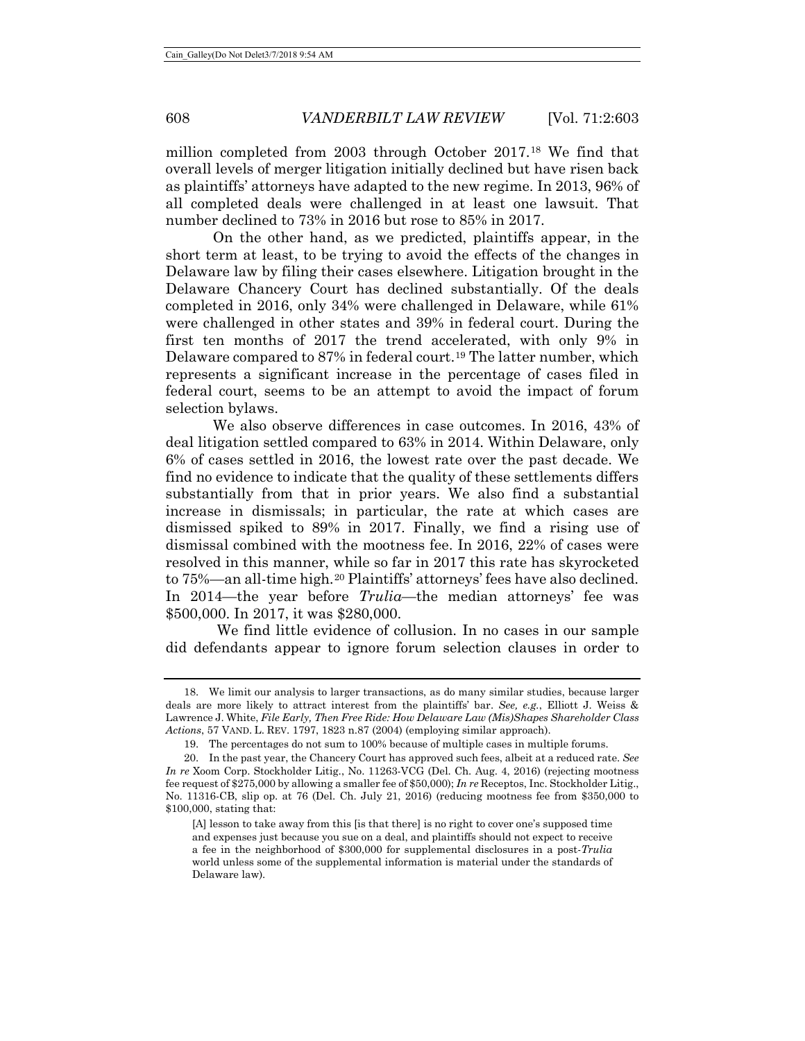million completed from 2003 through October 2017.[18] We find that overall levels of merger litigation initially declined but have risen back as plaintiffs' attorneys have adapted to the new regime. In 2013, 96% of all completed deals were challenged in at least one lawsuit. That number declined to 73% in 2016 but rose to 85% in 2017.

On the other hand, as we predicted, plaintiffs appear, in the short term at least, to be trying to avoid the effects of the changes in Delaware law by filing their cases elsewhere. Litigation brought in the Delaware Chancery Court has declined substantially. Of the deals completed in 2016, only 34% were challenged in Delaware, while 61% were challenged in other states and 39% in federal court. During the first ten months of 2017 the trend accelerated, with only 9% in Delaware compared to 87% in federal court.[19] The latter number, which represents a significant increase in the percentage of cases filed in federal court, seems to be an attempt to avoid the impact of forum selection bylaws.

We also observe differences in case outcomes. In 2016, 43% of deal litigation settled compared to 63% in 2014. Within Delaware, only 6% of cases settled in 2016, the lowest rate over the past decade. We find no evidence to indicate that the quality of these settlements differs substantially from that in prior years. We also find a substantial increase in dismissals; in particular, the rate at which cases are dismissed spiked to 89% in 2017. Finally, we find a rising use of dismissal combined with the mootness fee. In 2016, 22% of cases were resolved in this manner, while so far in 2017 this rate has skyrocketed to 75%—an all-time high.[20] Plaintiffs' attorneys' fees have also declined. In 2014—the year before *Trulia*—the median attorneys' fee was $500,000. In 2017, it was $280,000.

We find little evidence of collusion. In no cases in our sample did defendants appear to ignore forum selection clauses in order to

---

18. We limit our analysis to larger transactions, as do many similar studies, because larger deals are more likely to attract interest from the plaintiffs' bar. *See, e.g.*, Elliott J. Weiss & Lawrence J. White, *File Early, Then Free Ride: How Delaware Law (Mis)Shapes Shareholder Class Actions*, 57 VAND. L. REV. 1797, 1823 n.87 (2004) (employing similar approach).

19. The percentages do not sum to 100% because of multiple cases in multiple forums.

20. In the past year, the Chancery Court has approved such fees, albeit at a reduced rate. *See In re* Xoom Corp. Stockholder Litig., No. 11263-VCG (Del. Ch. Aug. 4, 2016) (rejecting mootness fee request of $275,000 by allowing a smaller fee of $50,000); *In re* Receptos, Inc. Stockholder Litig., No. 11316-CB, slip op. at 76 (Del. Ch. July 21, 2016) (reducing mootness fee from $350,000 to $100,000, stating that:

> [A] lesson to take away from this [is that there] is no right to cover one's supposed time and expenses just because you sue on a deal, and plaintiffs should not expect to receive a fee in the neighborhood of $300,000 for supplemental disclosures in a post-*Trulia* world unless some of the supplemental information is material under the standards of Delaware law).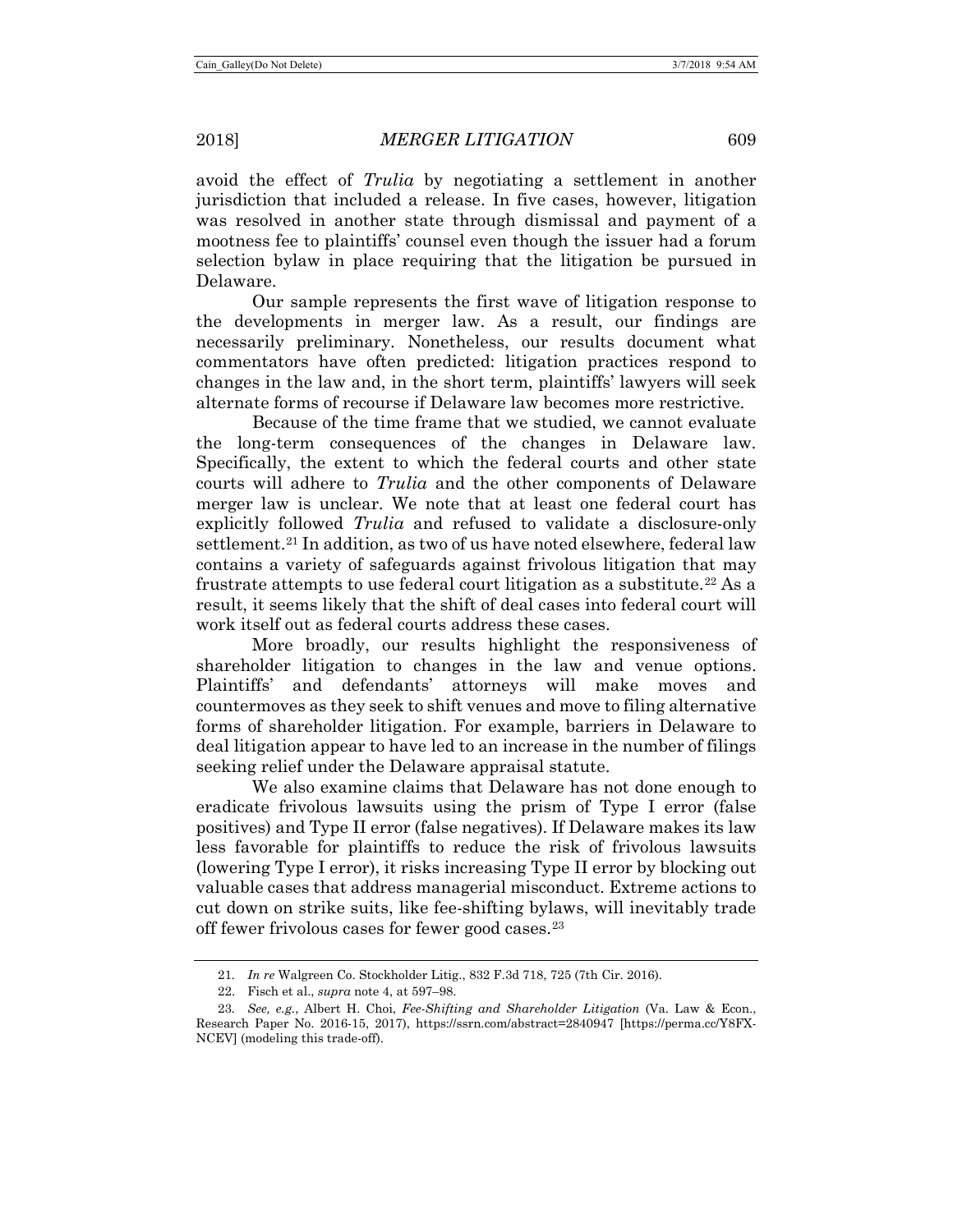avoid the effect of *Trulia* by negotiating a settlement in another jurisdiction that included a release. In five cases, however, litigation was resolved in another state through dismissal and payment of a mootness fee to plaintiffs' counsel even though the issuer had a forum selection bylaw in place requiring that the litigation be pursued in Delaware.

Our sample represents the first wave of litigation response to the developments in merger law. As a result, our findings are necessarily preliminary. Nonetheless, our results document what commentators have often predicted: litigation practices respond to changes in the law and, in the short term, plaintiffs' lawyers will seek alternate forms of recourse if Delaware law becomes more restrictive.

Because of the time frame that we studied, we cannot evaluate the long-term consequences of the changes in Delaware law. Specifically, the extent to which the federal courts and other state courts will adhere to *Trulia* and the other components of Delaware merger law is unclear. We note that at least one federal court has explicitly followed *Trulia* and refused to validate a disclosure-only settlement.[21] In addition, as two of us have noted elsewhere, federal law contains a variety of safeguards against frivolous litigation that may frustrate attempts to use federal court litigation as a substitute.[22] As a result, it seems likely that the shift of deal cases into federal court will work itself out as federal courts address these cases.

More broadly, our results highlight the responsiveness of shareholder litigation to changes in the law and venue options. Plaintiffs' and defendants' attorneys will make moves and countermoves as they seek to shift venues and move to filing alternative forms of shareholder litigation. For example, barriers in Delaware to deal litigation appear to have led to an increase in the number of filings seeking relief under the Delaware appraisal statute.

We also examine claims that Delaware has not done enough to eradicate frivolous lawsuits using the prism of Type I error (false positives) and Type II error (false negatives). If Delaware makes its law less favorable for plaintiffs to reduce the risk of frivolous lawsuits (lowering Type I error), it risks increasing Type II error by blocking out valuable cases that address managerial misconduct. Extreme actions to cut down on strike suits, like fee-shifting bylaws, will inevitably trade off fewer frivolous cases for fewer good cases.[23]

---

21. *In re* Walgreen Co. Stockholder Litig., 832 F.3d 718, 725 (7th Cir. 2016).

22. Fisch et al., *supra* note 4, at 597–98.

23. *See, e.g.*, Albert H. Choi, *Fee-Shifting and Shareholder Litigation* (Va. Law & Econ., Research Paper No. 2016-15, 2017), https://ssrn.com/abstract=2840947 [https://perma.cc/Y8FX-NCEV] (modeling this trade-off).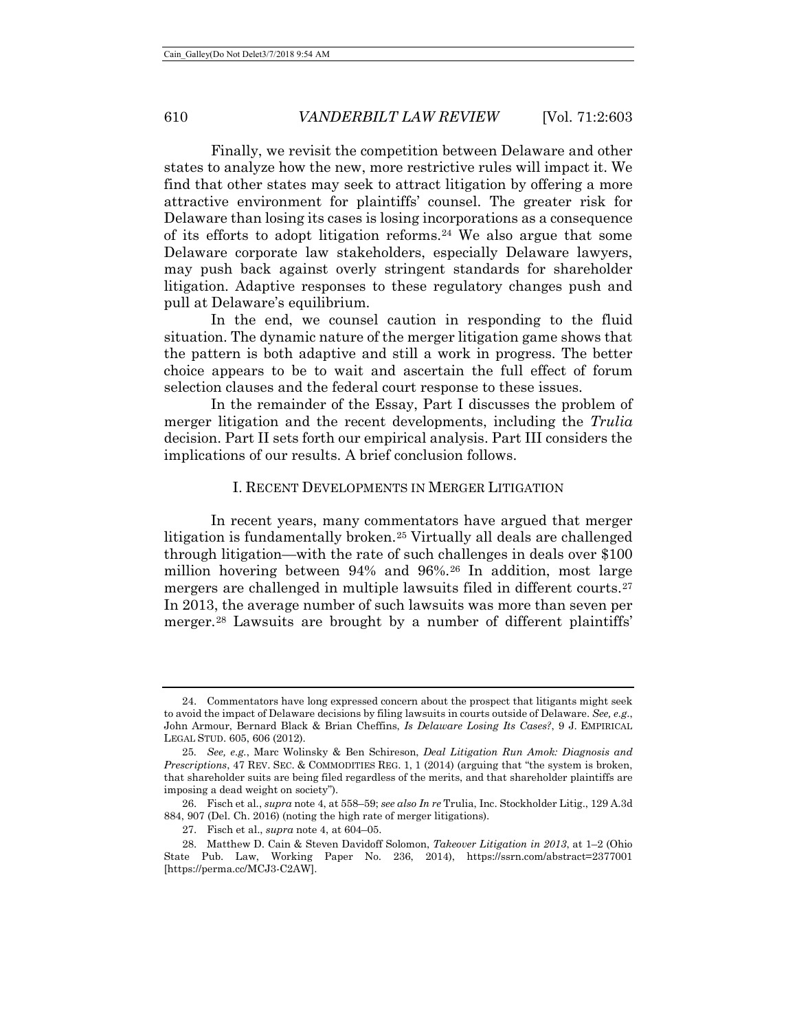Finally, we revisit the competition between Delaware and other states to analyze how the new, more restrictive rules will impact it. We find that other states may seek to attract litigation by offering a more attractive environment for plaintiffs' counsel. The greater risk for Delaware than losing its cases is losing incorporations as a consequence of its efforts to adopt litigation reforms.[24] We also argue that some Delaware corporate law stakeholders, especially Delaware lawyers, may push back against overly stringent standards for shareholder litigation. Adaptive responses to these regulatory changes push and pull at Delaware's equilibrium.

In the end, we counsel caution in responding to the fluid situation. The dynamic nature of the merger litigation game shows that the pattern is both adaptive and still a work in progress. The better choice appears to be to wait and ascertain the full effect of forum selection clauses and the federal court response to these issues.

In the remainder of the Essay, Part I discusses the problem of merger litigation and the recent developments, including the *Trulia* decision. Part II sets forth our empirical analysis. Part III considers the implications of our results. A brief conclusion follows.

## I. Recent Developments in Merger Litigation

In recent years, many commentators have argued that merger litigation is fundamentally broken.[25] Virtually all deals are challenged through litigation—with the rate of such challenges in deals over $100 million hovering between 94% and 96%.[26] In addition, most large mergers are challenged in multiple lawsuits filed in different courts.[27] In 2013, the average number of such lawsuits was more than seven per merger.[28] Lawsuits are brought by a number of different plaintiffs'

---

24. Commentators have long expressed concern about the prospect that litigants might seek to avoid the impact of Delaware decisions by filing lawsuits in courts outside of Delaware. *See, e.g.*, John Armour, Bernard Black & Brian Cheffins, *Is Delaware Losing Its Cases?*, 9 J. Empirical Legal Stud. 605, 606 (2012).

25. *See, e.g.*, Marc Wolinsky & Ben Schireson, *Deal Litigation Run Amok: Diagnosis and Prescriptions*, 47 Rev. Sec. & Commodities Reg. 1, 1 (2014) (arguing that "the system is broken, that shareholder suits are being filed regardless of the merits, and that shareholder plaintiffs are imposing a dead weight on society").

26. Fisch et al., *supra* note 4, at 558–59; *see also In re* Trulia, Inc. Stockholder Litig., 129 A.3d 884, 907 (Del. Ch. 2016) (noting the high rate of merger litigations).

27. Fisch et al., *supra* note 4, at 604–05.

28. Matthew D. Cain & Steven Davidoff Solomon, *Takeover Litigation in 2013*, at 1–2 (Ohio State Pub. Law, Working Paper No. 236, 2014), https://ssrn.com/abstract=2377001 [https://perma.cc/MCJ3-C2AW].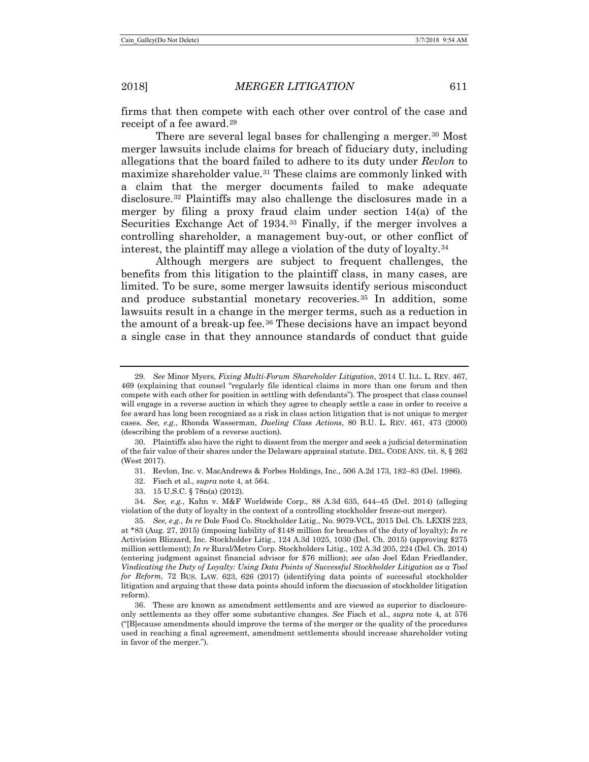firms that then compete with each other over control of the case and receipt of a fee award.[29]

There are several legal bases for challenging a merger.[30] Most merger lawsuits include claims for breach of fiduciary duty, including allegations that the board failed to adhere to its duty under *Revlon* to maximize shareholder value.[31] These claims are commonly linked with a claim that the merger documents failed to make adequate disclosure.[32] Plaintiffs may also challenge the disclosures made in a merger by filing a proxy fraud claim under section 14(a) of the Securities Exchange Act of 1934.[33] Finally, if the merger involves a controlling shareholder, a management buy-out, or other conflict of interest, the plaintiff may allege a violation of the duty of loyalty.[34]

Although mergers are subject to frequent challenges, the benefits from this litigation to the plaintiff class, in many cases, are limited. To be sure, some merger lawsuits identify serious misconduct and produce substantial monetary recoveries.[35] In addition, some lawsuits result in a change in the merger terms, such as a reduction in the amount of a break-up fee.[36] These decisions have an impact beyond a single case in that they announce standards of conduct that guide

---

29. *See* Minor Myers, *Fixing Multi-Forum Shareholder Litigation*, 2014 U. ILL. L. REV. 467, 469 (explaining that counsel "regularly file identical claims in more than one forum and then compete with each other for position in settling with defendants"). The prospect that class counsel will engage in a reverse auction in which they agree to cheaply settle a case in order to receive a fee award has long been recognized as a risk in class action litigation that is not unique to merger cases. *See, e.g.*, Rhonda Wasserman, *Dueling Class Actions*, 80 B.U. L. REV. 461, 473 (2000) (describing the problem of a reverse auction).

30. Plaintiffs also have the right to dissent from the merger and seek a judicial determination of the fair value of their shares under the Delaware appraisal statute. DEL. CODE ANN. tit. 8, § 262 (West 2017).

31. Revlon, Inc. v. MacAndrews & Forbes Holdings, Inc., 506 A.2d 173, 182–83 (Del. 1986).

32. Fisch et al., *supra* note 4, at 564.

33. 15 U.S.C. § 78n(a) (2012).

34. *See, e.g.*, Kahn v. M&F Worldwide Corp., 88 A.3d 635, 644–45 (Del. 2014) (alleging violation of the duty of loyalty in the context of a controlling stockholder freeze-out merger).

35. *See, e.g.*, *In re* Dole Food Co. Stockholder Litig., No. 9079-VCL, 2015 Del. Ch. LEXIS 223, at *83 (Aug. 27, 2015) (imposing liability of $148 million for breaches of the duty of loyalty); *In re* Activision Blizzard, Inc. Stockholder Litig., 124 A.3d 1025, 1030 (Del. Ch. 2015) (approving $275 million settlement); *In re* Rural/Metro Corp. Stockholders Litig., 102 A.3d 205, 224 (Del. Ch. 2014) (entering judgment against financial advisor for $76 million); *see also* Joel Edan Friedlander, *Vindicating the Duty of Loyalty: Using Data Points of Successful Stockholder Litigation as a Tool for Reform*, 72 BUS. LAW. 623, 626 (2017) (identifying data points of successful stockholder litigation and arguing that these data points should inform the discussion of stockholder litigation reform).

36. These are known as amendment settlements and are viewed as superior to disclosure-only settlements as they offer some substantive changes. *See* Fisch et al., *supra* note 4, at 576 ("[B]ecause amendments should improve the terms of the merger or the quality of the procedures used in reaching a final agreement, amendment settlements should increase shareholder voting in favor of the merger.").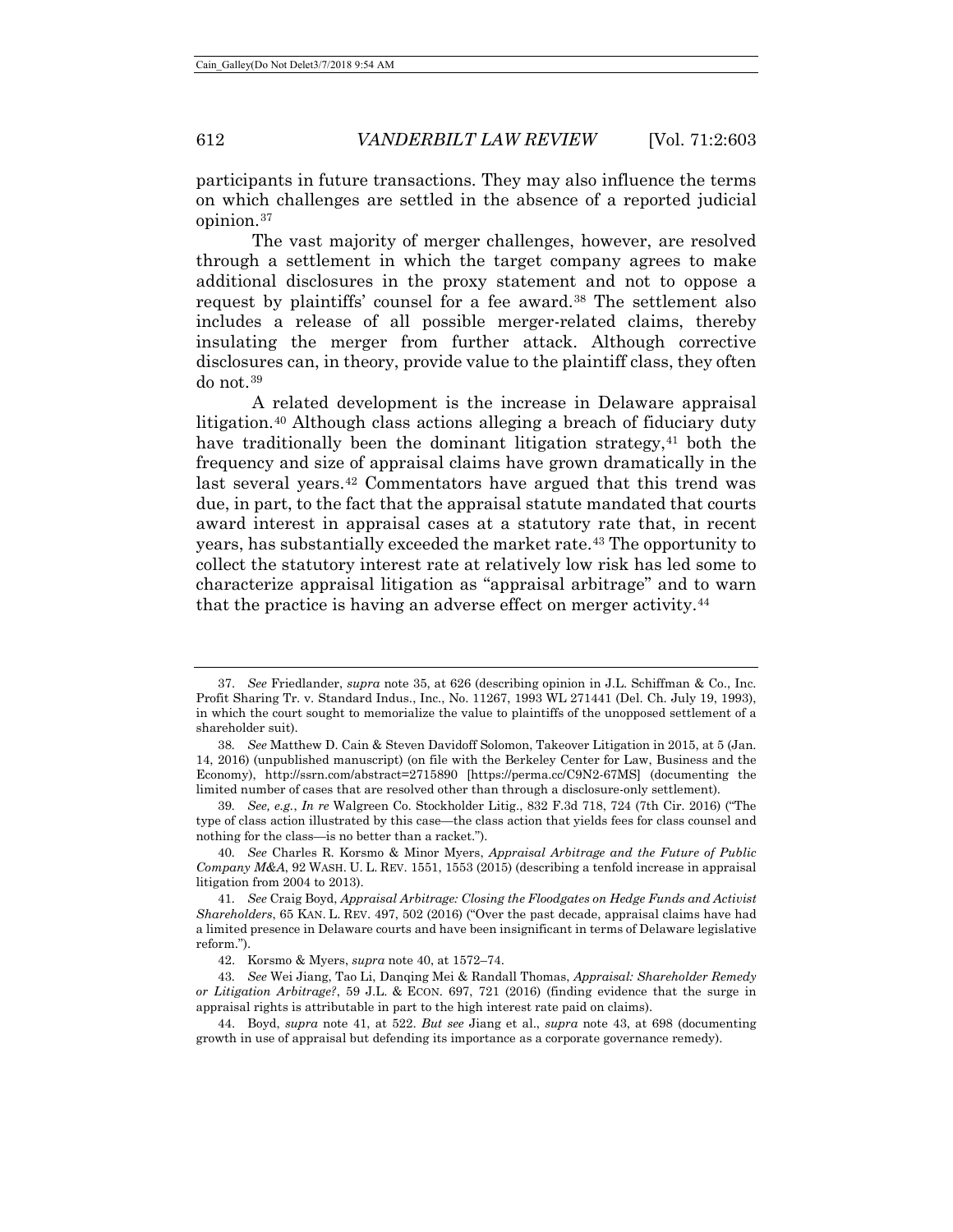participants in future transactions. They may also influence the terms on which challenges are settled in the absence of a reported judicial opinion.[37]

The vast majority of merger challenges, however, are resolved through a settlement in which the target company agrees to make additional disclosures in the proxy statement and not to oppose a request by plaintiffs' counsel for a fee award.[38] The settlement also includes a release of all possible merger-related claims, thereby insulating the merger from further attack. Although corrective disclosures can, in theory, provide value to the plaintiff class, they often do not.[39]

A related development is the increase in Delaware appraisal litigation.[40] Although class actions alleging a breach of fiduciary duty have traditionally been the dominant litigation strategy,[41] both the frequency and size of appraisal claims have grown dramatically in the last several years.[42] Commentators have argued that this trend was due, in part, to the fact that the appraisal statute mandated that courts award interest in appraisal cases at a statutory rate that, in recent years, has substantially exceeded the market rate.[43] The opportunity to collect the statutory interest rate at relatively low risk has led some to characterize appraisal litigation as "appraisal arbitrage" and to warn that the practice is having an adverse effect on merger activity.[44]

---

37. *See* Friedlander, *supra* note 35, at 626 (describing opinion in J.L. Schiffman & Co., Inc. Profit Sharing Tr. v. Standard Indus., Inc., No. 11267, 1993 WL 271441 (Del. Ch. July 19, 1993), in which the court sought to memorialize the value to plaintiffs of the unopposed settlement of a shareholder suit).

38. *See* Matthew D. Cain & Steven Davidoff Solomon, Takeover Litigation in 2015, at 5 (Jan. 14, 2016) (unpublished manuscript) (on file with the Berkeley Center for Law, Business and the Economy), http://ssrn.com/abstract=2715890 [https://perma.cc/C9N2-67MS] (documenting the limited number of cases that are resolved other than through a disclosure-only settlement).

39. *See, e.g.*, *In re* Walgreen Co. Stockholder Litig., 832 F.3d 718, 724 (7th Cir. 2016) ("The type of class action illustrated by this case—the class action that yields fees for class counsel and nothing for the class—is no better than a racket.").

40. *See* Charles R. Korsmo & Minor Myers, *Appraisal Arbitrage and the Future of Public Company M&A*, 92 WASH. U. L. REV. 1551, 1553 (2015) (describing a tenfold increase in appraisal litigation from 2004 to 2013).

41. *See* Craig Boyd, *Appraisal Arbitrage: Closing the Floodgates on Hedge Funds and Activist Shareholders*, 65 KAN. L. REV. 497, 502 (2016) ("Over the past decade, appraisal claims have had a limited presence in Delaware courts and have been insignificant in terms of Delaware legislative reform.").

42. Korsmo & Myers, *supra* note 40, at 1572–74.

43. *See* Wei Jiang, Tao Li, Danqing Mei & Randall Thomas, *Appraisal: Shareholder Remedy or Litigation Arbitrage?*, 59 J.L. & ECON. 697, 721 (2016) (finding evidence that the surge in appraisal rights is attributable in part to the high interest rate paid on claims).

44. Boyd, *supra* note 41, at 522. *But see* Jiang et al., *supra* note 43, at 698 (documenting growth in use of appraisal but defending its importance as a corporate governance remedy).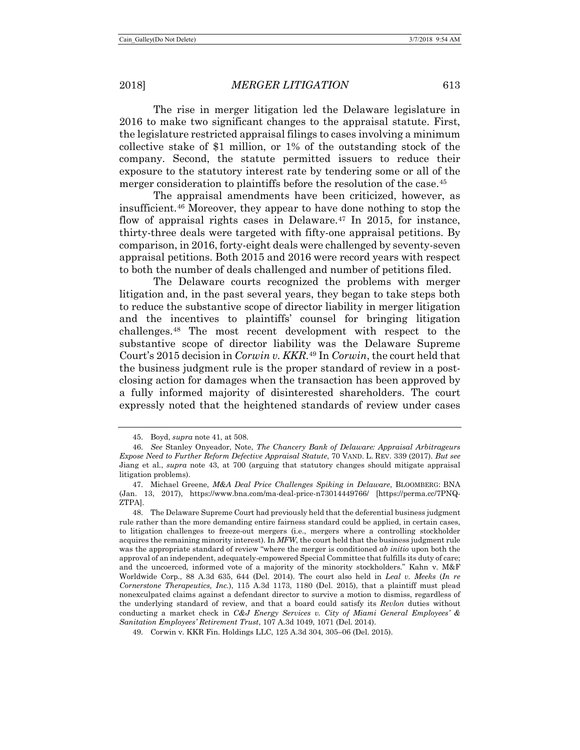The rise in merger litigation led the Delaware legislature in 2016 to make two significant changes to the appraisal statute. First, the legislature restricted appraisal filings to cases involving a minimum collective stake of $1 million, or 1% of the outstanding stock of the company. Second, the statute permitted issuers to reduce their exposure to the statutory interest rate by tendering some or all of the merger consideration to plaintiffs before the resolution of the case.[45]

The appraisal amendments have been criticized, however, as insufficient.[46] Moreover, they appear to have done nothing to stop the flow of appraisal rights cases in Delaware.[47] In 2015, for instance, thirty-three deals were targeted with fifty-one appraisal petitions. By comparison, in 2016, forty-eight deals were challenged by seventy-seven appraisal petitions. Both 2015 and 2016 were record years with respect to both the number of deals challenged and number of petitions filed.

The Delaware courts recognized the problems with merger litigation and, in the past several years, they began to take steps both to reduce the substantive scope of director liability in merger litigation and the incentives to plaintiffs' counsel for bringing litigation challenges.[48] The most recent development with respect to the substantive scope of director liability was the Delaware Supreme Court's 2015 decision in *Corwin v. KKR*.[49] In *Corwin*, the court held that the business judgment rule is the proper standard of review in a post-closing action for damages when the transaction has been approved by a fully informed majority of disinterested shareholders. The court expressly noted that the heightened standards of review under cases

---

45. Boyd, *supra* note 41, at 508.

46. *See* Stanley Onyeador, Note, *The Chancery Bank of Delaware: Appraisal Arbitrageurs Expose Need to Further Reform Defective Appraisal Statute*, 70 VAND. L. REV. 339 (2017). *But see* Jiang et al., *supra* note 43, at 700 (arguing that statutory changes should mitigate appraisal litigation problems).

47. Michael Greene, *M&A Deal Price Challenges Spiking in Delaware*, BLOOMBERG: BNA (Jan. 13, 2017), https://www.bna.com/ma-deal-price-n73014449766/ [https://perma.cc/7PNQ-ZTPA].

48. The Delaware Supreme Court had previously held that the deferential business judgment rule rather than the more demanding entire fairness standard could be applied, in certain cases, to litigation challenges to freeze-out mergers (i.e., mergers where a controlling stockholder acquires the remaining minority interest). In *MFW*, the court held that the business judgment rule was the appropriate standard of review "where the merger is conditioned *ab initio* upon both the approval of an independent, adequately-empowered Special Committee that fulfills its duty of care; and the uncoerced, informed vote of a majority of the minority stockholders." Kahn v. M&F Worldwide Corp., 88 A.3d 635, 644 (Del. 2014). The court also held in *Leal v. Meeks* (*In re Cornerstone Therapeutics, Inc.*), 115 A.3d 1173, 1180 (Del. 2015), that a plaintiff must plead nonexculpated claims against a defendant director to survive a motion to dismiss, regardless of the underlying standard of review, and that a board could satisfy its *Revlon* duties without conducting a market check in *C&J Energy Services v. City of Miami General Employees' & Sanitation Employees' Retirement Trust*, 107 A.3d 1049, 1071 (Del. 2014).

49. Corwin v. KKR Fin. Holdings LLC, 125 A.3d 304, 305–06 (Del. 2015).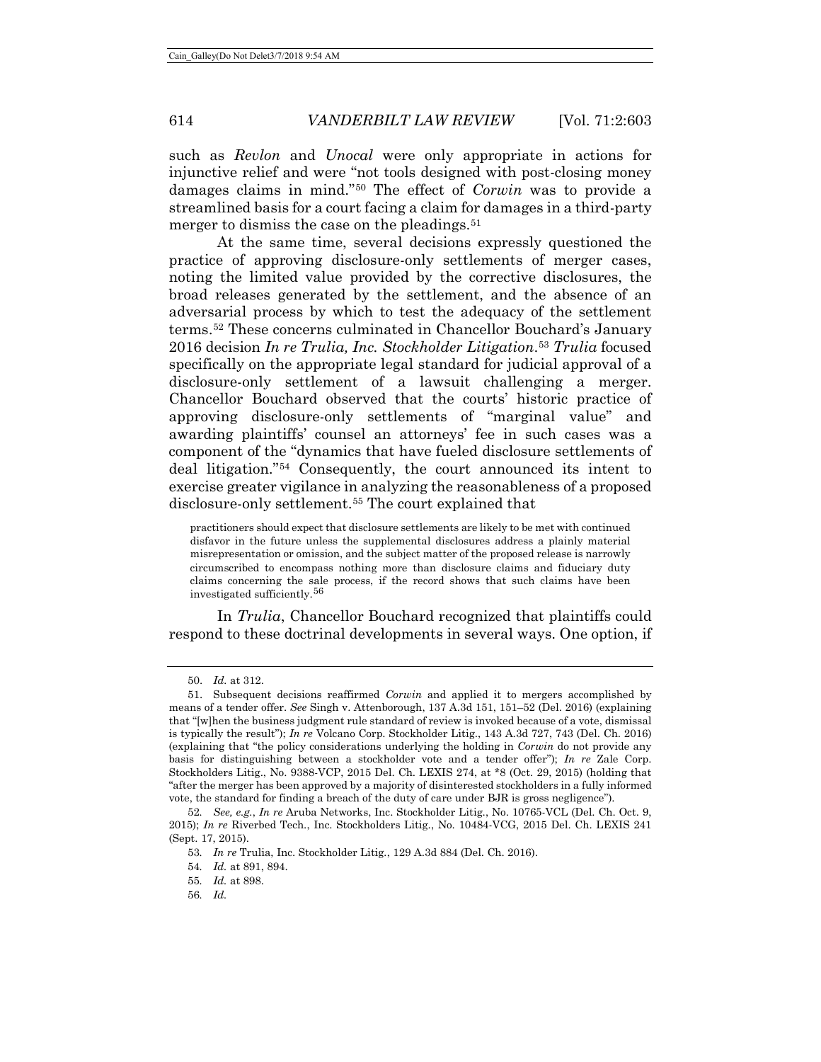such as *Revlon* and *Unocal* were only appropriate in actions for injunctive relief and were "not tools designed with post-closing money damages claims in mind."[50] The effect of *Corwin* was to provide a streamlined basis for a court facing a claim for damages in a third-party merger to dismiss the case on the pleadings.[51]

At the same time, several decisions expressly questioned the practice of approving disclosure-only settlements of merger cases, noting the limited value provided by the corrective disclosures, the broad releases generated by the settlement, and the absence of an adversarial process by which to test the adequacy of the settlement terms.[52] These concerns culminated in Chancellor Bouchard's January 2016 decision *In re Trulia, Inc. Stockholder Litigation*.[53] *Trulia* focused specifically on the appropriate legal standard for judicial approval of a disclosure-only settlement of a lawsuit challenging a merger. Chancellor Bouchard observed that the courts' historic practice of approving disclosure-only settlements of "marginal value" and awarding plaintiffs' counsel an attorneys' fee in such cases was a component of the "dynamics that have fueled disclosure settlements of deal litigation."[54] Consequently, the court announced its intent to exercise greater vigilance in analyzing the reasonableness of a proposed disclosure-only settlement.[55] The court explained that

> practitioners should expect that disclosure settlements are likely to be met with continued disfavor in the future unless the supplemental disclosures address a plainly material misrepresentation or omission, and the subject matter of the proposed release is narrowly circumscribed to encompass nothing more than disclosure claims and fiduciary duty claims concerning the sale process, if the record shows that such claims have been investigated sufficiently.[56]

In *Trulia*, Chancellor Bouchard recognized that plaintiffs could respond to these doctrinal developments in several ways. One option, if

---

50. *Id.* at 312.

51. Subsequent decisions reaffirmed *Corwin* and applied it to mergers accomplished by means of a tender offer. *See* Singh v. Attenborough, 137 A.3d 151, 151–52 (Del. 2016) (explaining that "[w]hen the business judgment rule standard of review is invoked because of a vote, dismissal is typically the result"); *In re* Volcano Corp. Stockholder Litig., 143 A.3d 727, 743 (Del. Ch. 2016) (explaining that "the policy considerations underlying the holding in *Corwin* do not provide any basis for distinguishing between a stockholder vote and a tender offer"); *In re* Zale Corp. Stockholders Litig., No. 9388-VCP, 2015 Del. Ch. LEXIS 274, at *8 (Oct. 29, 2015) (holding that "after the merger has been approved by a majority of disinterested stockholders in a fully informed vote, the standard for finding a breach of the duty of care under BJR is gross negligence").

52. *See, e.g.*, *In re* Aruba Networks, Inc. Stockholder Litig., No. 10765-VCL (Del. Ch. Oct. 9, 2015); *In re* Riverbed Tech., Inc. Stockholders Litig., No. 10484-VCG, 2015 Del. Ch. LEXIS 241 (Sept. 17, 2015).

53. *In re* Trulia, Inc. Stockholder Litig., 129 A.3d 884 (Del. Ch. 2016).

54. *Id.* at 891, 894.

55. *Id.* at 898.

56. *Id.*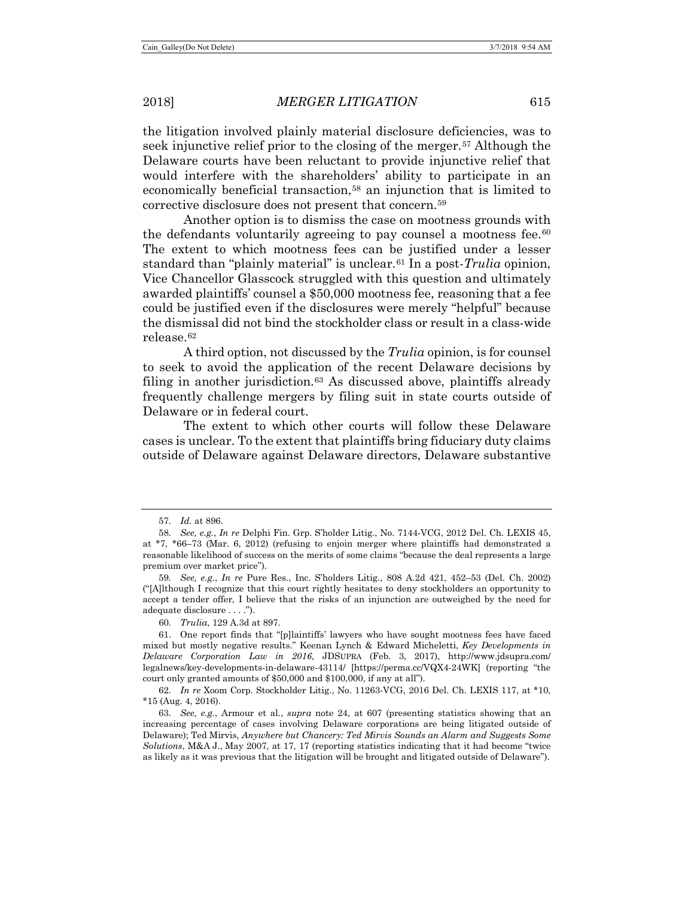the litigation involved plainly material disclosure deficiencies, was to seek injunctive relief prior to the closing of the merger.[57] Although the Delaware courts have been reluctant to provide injunctive relief that would interfere with the shareholders' ability to participate in an economically beneficial transaction,[58] an injunction that is limited to corrective disclosure does not present that concern.[59]

Another option is to dismiss the case on mootness grounds with the defendants voluntarily agreeing to pay counsel a mootness fee.[60] The extent to which mootness fees can be justified under a lesser standard than "plainly material" is unclear.[61] In a post-*Trulia* opinion, Vice Chancellor Glasscock struggled with this question and ultimately awarded plaintiffs' counsel a $50,000 mootness fee, reasoning that a fee could be justified even if the disclosures were merely "helpful" because the dismissal did not bind the stockholder class or result in a class-wide release.[62]

A third option, not discussed by the *Trulia* opinion, is for counsel to seek to avoid the application of the recent Delaware decisions by filing in another jurisdiction.[63] As discussed above, plaintiffs already frequently challenge mergers by filing suit in state courts outside of Delaware or in federal court.

The extent to which other courts will follow these Delaware cases is unclear. To the extent that plaintiffs bring fiduciary duty claims outside of Delaware against Delaware directors, Delaware substantive

---

57. *Id.* at 896.

58. *See, e.g.*, *In re* Delphi Fin. Grp. S'holder Litig., No. 7144-VCG, 2012 Del. Ch. LEXIS 45, at *7, *66–73 (Mar. 6, 2012) (refusing to enjoin merger where plaintiffs had demonstrated a reasonable likelihood of success on the merits of some claims "because the deal represents a large premium over market price").

59. *See, e.g.*, *In re* Pure Res., Inc. S'holders Litig., 808 A.2d 421, 452–53 (Del. Ch. 2002) ("[A]lthough I recognize that this court rightly hesitates to deny stockholders an opportunity to accept a tender offer, I believe that the risks of an injunction are outweighed by the need for adequate disclosure . . . .").

60. *Trulia*, 129 A.3d at 897.

61. One report finds that "[p]laintiffs' lawyers who have sought mootness fees have faced mixed but mostly negative results." Keenan Lynch & Edward Micheletti, *Key Developments in Delaware Corporation Law in 2016*, JDSUPRA (Feb. 3, 2017), http://www.jdsupra.com/legalnews/key-developments-in-delaware-43114/ [https://perma.cc/VQX4-24WK] (reporting "the court only granted amounts of $50,000 and $100,000, if any at all").

62. *In re* Xoom Corp. Stockholder Litig., No. 11263-VCG, 2016 Del. Ch. LEXIS 117, at *10, *15 (Aug. 4, 2016).

63. *See, e.g.*, Armour et al., *supra* note 24, at 607 (presenting statistics showing that an increasing percentage of cases involving Delaware corporations are being litigated outside of Delaware); Ted Mirvis, *Anywhere but Chancery: Ted Mirvis Sounds an Alarm and Suggests Some Solutions*, M&A J., May 2007, at 17, 17 (reporting statistics indicating that it had become "twice as likely as it was previous that the litigation will be brought and litigated outside of Delaware").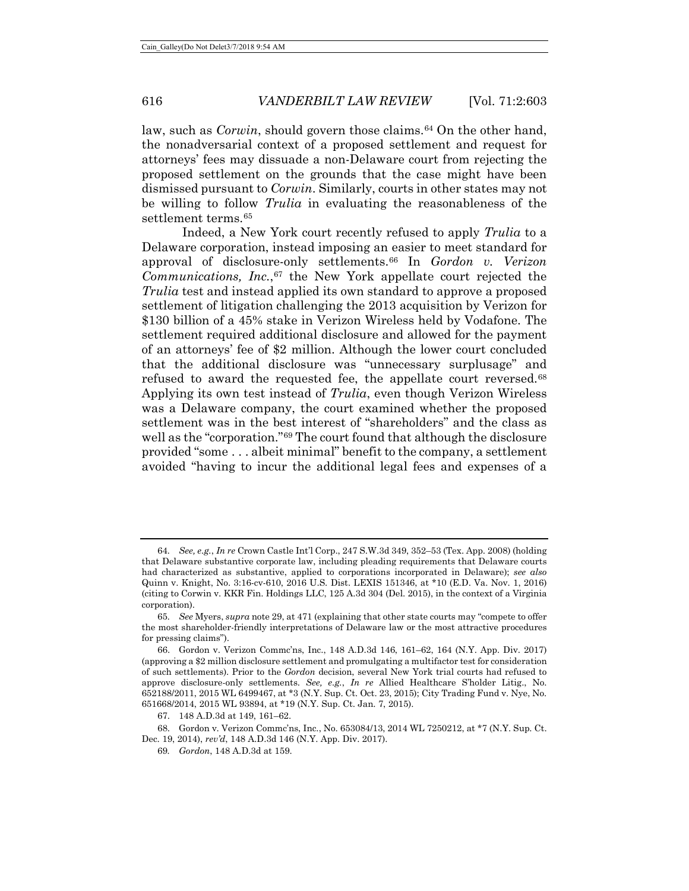law, such as *Corwin*, should govern those claims.[64] On the other hand, the nonadversarial context of a proposed settlement and request for attorneys' fees may dissuade a non-Delaware court from rejecting the proposed settlement on the grounds that the case might have been dismissed pursuant to *Corwin*. Similarly, courts in other states may not be willing to follow *Trulia* in evaluating the reasonableness of the settlement terms.[65]

Indeed, a New York court recently refused to apply *Trulia* to a Delaware corporation, instead imposing an easier to meet standard for approval of disclosure-only settlements.[66] In *Gordon v. Verizon Communications, Inc.*,[67] the New York appellate court rejected the *Trulia* test and instead applied its own standard to approve a proposed settlement of litigation challenging the 2013 acquisition by Verizon for $130 billion of a 45% stake in Verizon Wireless held by Vodafone. The settlement required additional disclosure and allowed for the payment of an attorneys' fee of $2 million. Although the lower court concluded that the additional disclosure was "unnecessary surplusage" and refused to award the requested fee, the appellate court reversed.[68] Applying its own test instead of *Trulia*, even though Verizon Wireless was a Delaware company, the court examined whether the proposed settlement was in the best interest of "shareholders" and the class as well as the "corporation."[69] The court found that although the disclosure provided "some . . . albeit minimal" benefit to the company, a settlement avoided "having to incur the additional legal fees and expenses of a

---

64. *See, e.g.*, *In re* Crown Castle Int'l Corp., 247 S.W.3d 349, 352–53 (Tex. App. 2008) (holding that Delaware substantive corporate law, including pleading requirements that Delaware courts had characterized as substantive, applied to corporations incorporated in Delaware); *see also* Quinn v. Knight, No. 3:16-cv-610, 2016 U.S. Dist. LEXIS 151346, at *10 (E.D. Va. Nov. 1, 2016) (citing to Corwin v. KKR Fin. Holdings LLC, 125 A.3d 304 (Del. 2015), in the context of a Virginia corporation).

65. *See* Myers, *supra* note 29, at 471 (explaining that other state courts may "compete to offer the most shareholder-friendly interpretations of Delaware law or the most attractive procedures for pressing claims").

66. Gordon v. Verizon Commc'ns, Inc., 148 A.D.3d 146, 161–62, 164 (N.Y. App. Div. 2017) (approving a $2 million disclosure settlement and promulgating a multifactor test for consideration of such settlements). Prior to the *Gordon* decision, several New York trial courts had refused to approve disclosure-only settlements. *See, e.g.*, *In re* Allied Healthcare S'holder Litig., No. 652188/2011, 2015 WL 6499467, at *3 (N.Y. Sup. Ct. Oct. 23, 2015); City Trading Fund v. Nye, No. 651668/2014, 2015 WL 93894, at *19 (N.Y. Sup. Ct. Jan. 7, 2015).

67. 148 A.D.3d at 149, 161–62.

68. Gordon v. Verizon Commc'ns, Inc., No. 653084/13, 2014 WL 7250212, at *7 (N.Y. Sup. Ct. Dec. 19, 2014), *rev'd*, 148 A.D.3d 146 (N.Y. App. Div. 2017).

69. *Gordon*, 148 A.D.3d at 159.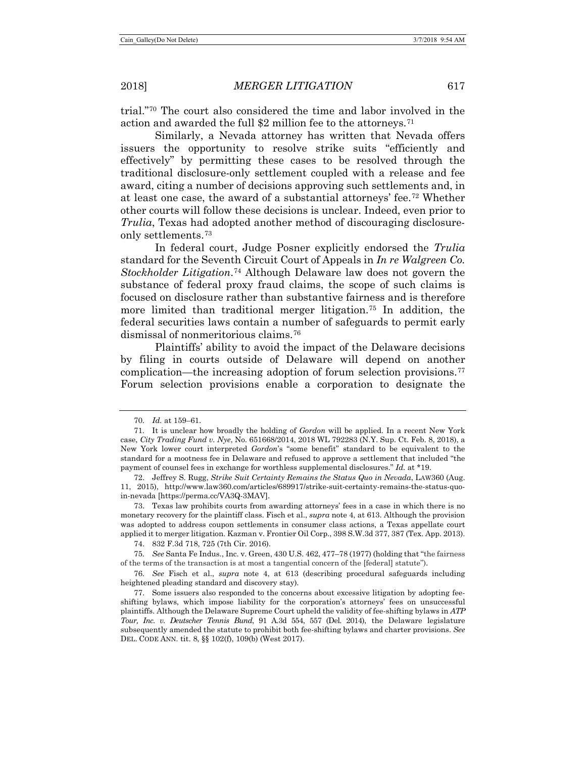trial."[70] The court also considered the time and labor involved in the action and awarded the full $2 million fee to the attorneys.[71]

Similarly, a Nevada attorney has written that Nevada offers issuers the opportunity to resolve strike suits "efficiently and effectively" by permitting these cases to be resolved through the traditional disclosure-only settlement coupled with a release and fee award, citing a number of decisions approving such settlements and, in at least one case, the award of a substantial attorneys' fee.[72] Whether other courts will follow these decisions is unclear. Indeed, even prior to *Trulia*, Texas had adopted another method of discouraging disclosure-only settlements.[73]

In federal court, Judge Posner explicitly endorsed the *Trulia* standard for the Seventh Circuit Court of Appeals in *In re Walgreen Co. Stockholder Litigation*.[74] Although Delaware law does not govern the substance of federal proxy fraud claims, the scope of such claims is focused on disclosure rather than substantive fairness and is therefore more limited than traditional merger litigation.[75] In addition, the federal securities laws contain a number of safeguards to permit early dismissal of nonmeritorious claims.[76]

Plaintiffs' ability to avoid the impact of the Delaware decisions by filing in courts outside of Delaware will depend on another complication—the increasing adoption of forum selection provisions.[77] Forum selection provisions enable a corporation to designate the

---

70. *Id.* at 159–61.

71. It is unclear how broadly the holding of *Gordon* will be applied. In a recent New York case, *City Trading Fund v. Nye*, No. 651668/2014, 2018 WL 792283 (N.Y. Sup. Ct. Feb. 8, 2018), a New York lower court interpreted *Gordon*'s "some benefit" standard to be equivalent to the standard for a mootness fee in Delaware and refused to approve a settlement that included "the payment of counsel fees in exchange for worthless supplemental disclosures." *Id.* at *19.

72. Jeffrey S. Rugg, *Strike Suit Certainty Remains the Status Quo in Nevada*, LAW360 (Aug. 11, 2015), http://www.law360.com/articles/689917/strike-suit-certainty-remains-the-status-quo-in-nevada [https://perma.cc/VA3Q-3MAV].

73. Texas law prohibits courts from awarding attorneys' fees in a case in which there is no monetary recovery for the plaintiff class. Fisch et al., *supra* note 4, at 613. Although the provision was adopted to address coupon settlements in consumer class actions, a Texas appellate court applied it to merger litigation. Kazman v. Frontier Oil Corp., 398 S.W.3d 377, 387 (Tex. App. 2013).

74. 832 F.3d 718, 725 (7th Cir. 2016).

75. *See* Santa Fe Indus., Inc. v. Green, 430 U.S. 462, 477–78 (1977) (holding that "the fairness of the terms of the transaction is at most a tangential concern of the [federal] statute").

76. *See* Fisch et al., *supra* note 4, at 613 (describing procedural safeguards including heightened pleading standard and discovery stay).

77. Some issuers also responded to the concerns about excessive litigation by adopting fee-shifting bylaws, which impose liability for the corporation's attorneys' fees on unsuccessful plaintiffs. Although the Delaware Supreme Court upheld the validity of fee-shifting bylaws in *ATP Tour, Inc. v. Deutscher Tennis Bund*, 91 A.3d 554, 557 (Del. 2014), the Delaware legislature subsequently amended the statute to prohibit both fee-shifting bylaws and charter provisions. *See* DEL. CODE ANN. tit. 8, §§ 102(f), 109(b) (West 2017).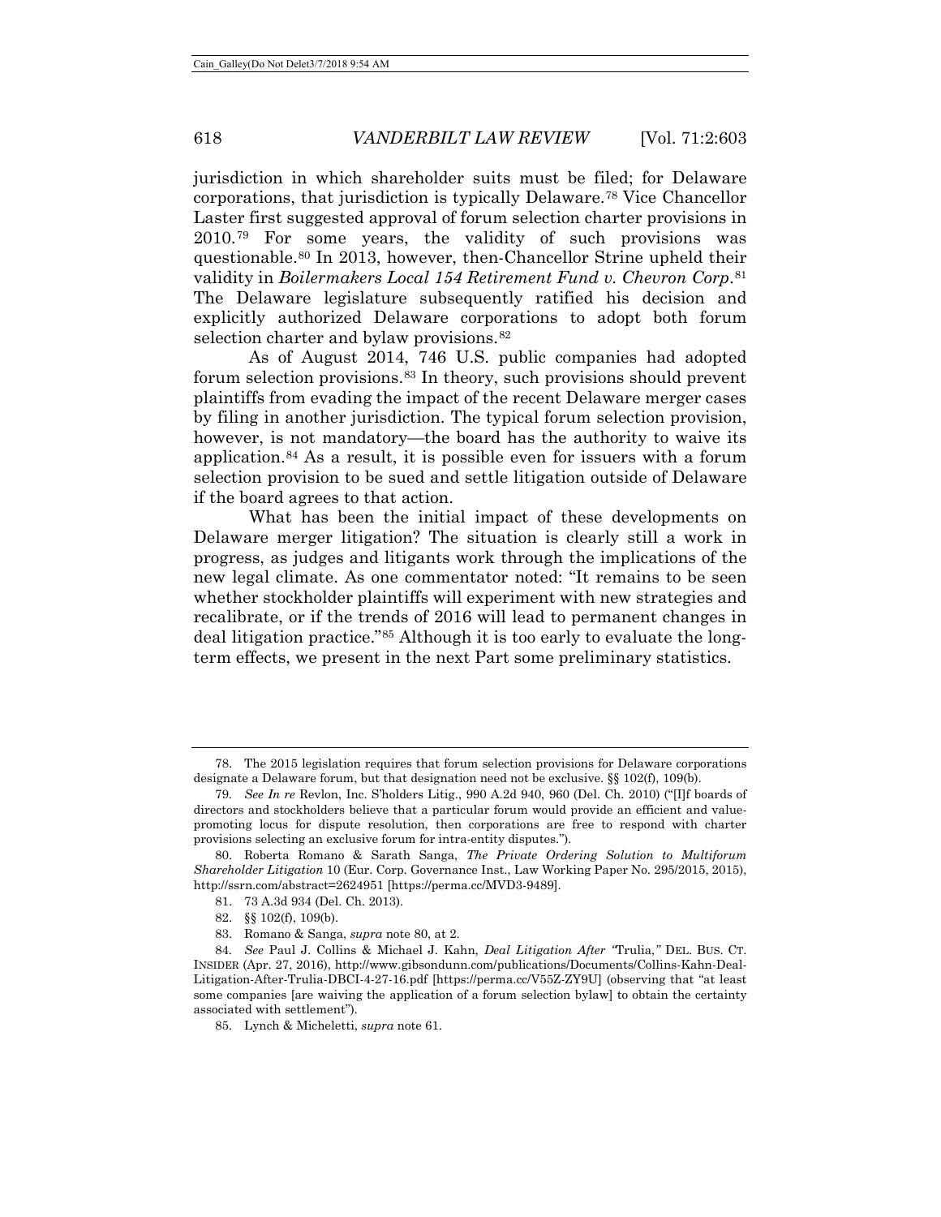jurisdiction in which shareholder suits must be filed; for Delaware corporations, that jurisdiction is typically Delaware.[78] Vice Chancellor Laster first suggested approval of forum selection charter provisions in 2010.[79] For some years, the validity of such provisions was questionable.[80] In 2013, however, then-Chancellor Strine upheld their validity in *Boilermakers Local 154 Retirement Fund v. Chevron Corp*.[81] The Delaware legislature subsequently ratified his decision and explicitly authorized Delaware corporations to adopt both forum selection charter and bylaw provisions.[82]

As of August 2014, 746 U.S. public companies had adopted forum selection provisions.[83] In theory, such provisions should prevent plaintiffs from evading the impact of the recent Delaware merger cases by filing in another jurisdiction. The typical forum selection provision, however, is not mandatory—the board has the authority to waive its application.[84] As a result, it is possible even for issuers with a forum selection provision to be sued and settle litigation outside of Delaware if the board agrees to that action.

What has been the initial impact of these developments on Delaware merger litigation? The situation is clearly still a work in progress, as judges and litigants work through the implications of the new legal climate. As one commentator noted: "It remains to be seen whether stockholder plaintiffs will experiment with new strategies and recalibrate, or if the trends of 2016 will lead to permanent changes in deal litigation practice."[85] Although it is too early to evaluate the long-term effects, we present in the next Part some preliminary statistics.

---

78. The 2015 legislation requires that forum selection provisions for Delaware corporations designate a Delaware forum, but that designation need not be exclusive. §§ 102(f), 109(b).

79. *See In re* Revlon, Inc. S'holders Litig., 990 A.2d 940, 960 (Del. Ch. 2010) ("[I]f boards of directors and stockholders believe that a particular forum would provide an efficient and value-promoting locus for dispute resolution, then corporations are free to respond with charter provisions selecting an exclusive forum for intra-entity disputes.").

80. Roberta Romano & Sarath Sanga, *The Private Ordering Solution to Multiforum Shareholder Litigation* 10 (Eur. Corp. Governance Inst., Law Working Paper No. 295/2015, 2015), http://ssrn.com/abstract=2624951 [https://perma.cc/MVD3-9489].

81. 73 A.3d 934 (Del. Ch. 2013).

82. §§ 102(f), 109(b).

83. Romano & Sanga, *supra* note 80, at 2.

84. *See* Paul J. Collins & Michael J. Kahn, *Deal Litigation After "*Trulia*,"* DEL. BUS. CT. INSIDER (Apr. 27, 2016), http://www.gibsondunn.com/publications/Documents/Collins-Kahn-Deal-Litigation-After-Trulia-DBCI-4-27-16.pdf [https://perma.cc/V55Z-ZY9U] (observing that "at least some companies [are waiving the application of a forum selection bylaw] to obtain the certainty associated with settlement").

85. Lynch & Micheletti, *supra* note 61.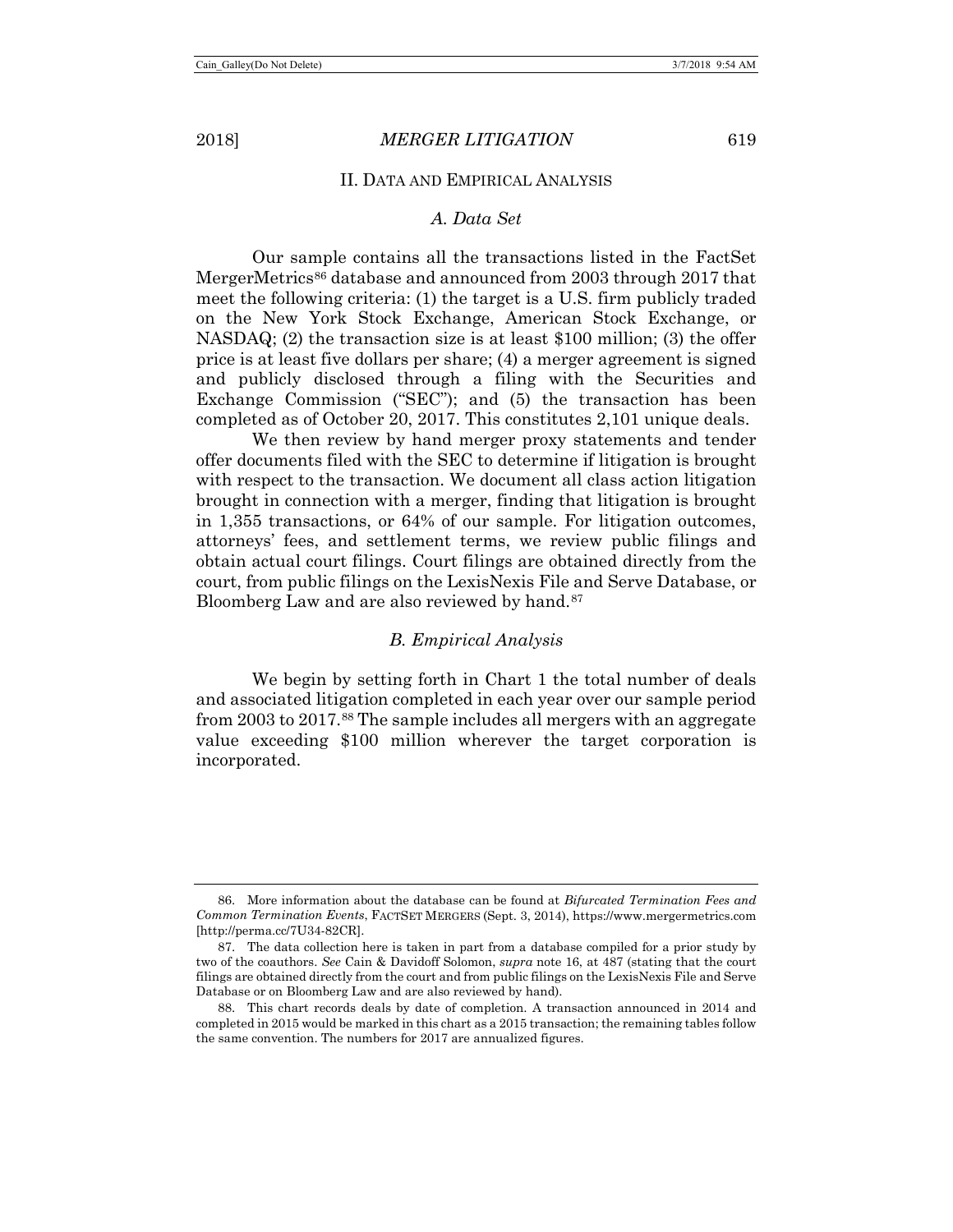## II. DATA AND EMPIRICAL ANALYSIS

### *A. Data Set*

Our sample contains all the transactions listed in the FactSet MergerMetrics[86] database and announced from 2003 through 2017 that meet the following criteria: (1) the target is a U.S. firm publicly traded on the New York Stock Exchange, American Stock Exchange, or NASDAQ; (2) the transaction size is at least $100 million; (3) the offer price is at least five dollars per share; (4) a merger agreement is signed and publicly disclosed through a filing with the Securities and Exchange Commission ("SEC"); and (5) the transaction has been completed as of October 20, 2017. This constitutes 2,101 unique deals.

We then review by hand merger proxy statements and tender offer documents filed with the SEC to determine if litigation is brought with respect to the transaction. We document all class action litigation brought in connection with a merger, finding that litigation is brought in 1,355 transactions, or 64% of our sample. For litigation outcomes, attorneys' fees, and settlement terms, we review public filings and obtain actual court filings. Court filings are obtained directly from the court, from public filings on the LexisNexis File and Serve Database, or Bloomberg Law and are also reviewed by hand.[87]

### *B. Empirical Analysis*

We begin by setting forth in Chart 1 the total number of deals and associated litigation completed in each year over our sample period from 2003 to 2017.[88] The sample includes all mergers with an aggregate value exceeding $100 million wherever the target corporation is incorporated.

---

86. More information about the database can be found at *Bifurcated Termination Fees and Common Termination Events*, FACTSET MERGERS (Sept. 3, 2014), https://www.mergermetrics.com [http://perma.cc/7U34-82CR].

87. The data collection here is taken in part from a database compiled for a prior study by two of the coauthors. *See* Cain & Davidoff Solomon, *supra* note 16, at 487 (stating that the court filings are obtained directly from the court and from public filings on the LexisNexis File and Serve Database or on Bloomberg Law and are also reviewed by hand).

88. This chart records deals by date of completion. A transaction announced in 2014 and completed in 2015 would be marked in this chart as a 2015 transaction; the remaining tables follow the same convention. The numbers for 2017 are annualized figures.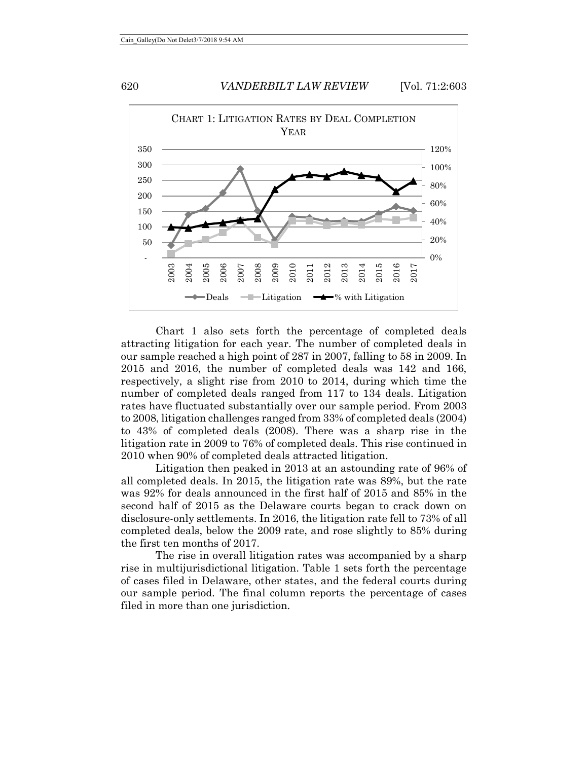CHART 1: LITIGATION RATES BY DEAL COMPLETION YEAR

Chart 1 also sets forth the percentage of completed deals attracting litigation for each year. The number of completed deals in our sample reached a high point of 287 in 2007, falling to 58 in 2009. In 2015 and 2016, the number of completed deals was 142 and 166, respectively, a slight rise from 2010 to 2014, during which time the number of completed deals ranged from 117 to 134 deals. Litigation rates have fluctuated substantially over our sample period. From 2003 to 2008, litigation challenges ranged from 33% of completed deals (2004) to 43% of completed deals (2008). There was a sharp rise in the litigation rate in 2009 to 76% of completed deals. This rise continued in 2010 when 90% of completed deals attracted litigation.

Litigation then peaked in 2013 at an astounding rate of 96% of all completed deals. In 2015, the litigation rate was 89%, but the rate was 92% for deals announced in the first half of 2015 and 85% in the second half of 2015 as the Delaware courts began to crack down on disclosure-only settlements. In 2016, the litigation rate fell to 73% of all completed deals, below the 2009 rate, and rose slightly to 85% during the first ten months of 2017.

The rise in overall litigation rates was accompanied by a sharp rise in multijurisdictional litigation. Table 1 sets forth the percentage of cases filed in Delaware, other states, and the federal courts during our sample period. The final column reports the percentage of cases filed in more than one jurisdiction.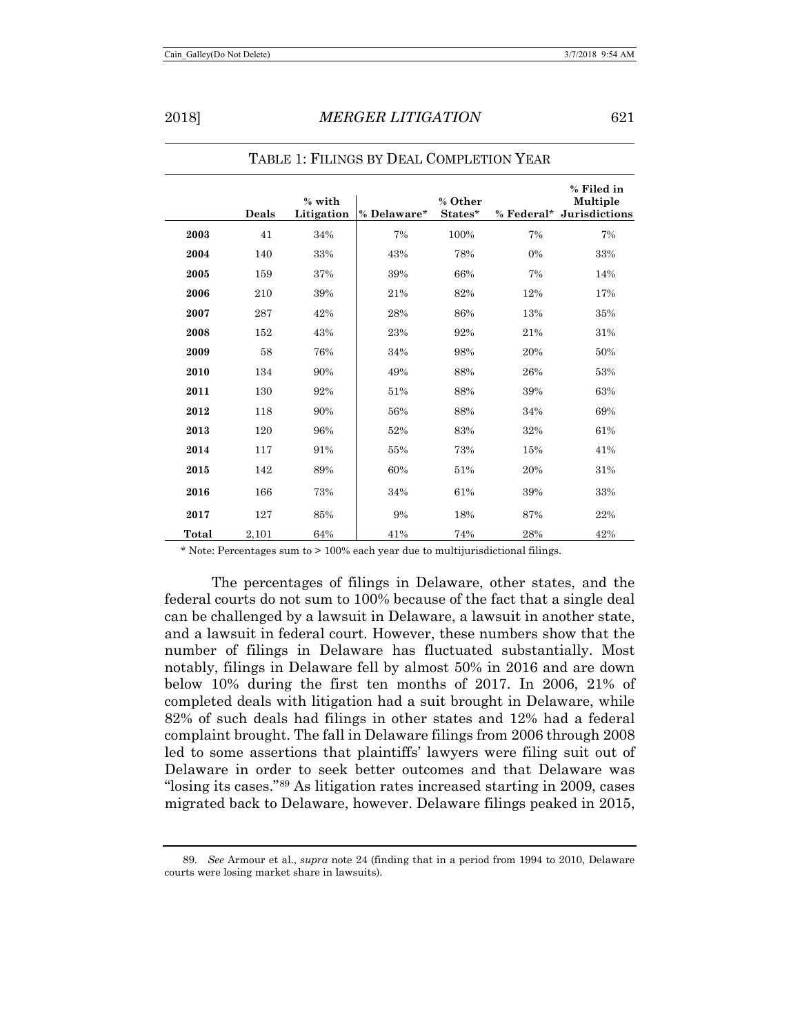TABLE 1: FILINGS BY DEAL COMPLETION YEAR

| | Deals | % with Litigation | % Delaware* | % Other States* | % Federal* | % Filed in Multiple Jurisdictions |
|---|---|---|---|---|---|---|
| **2003** | 41 | 34% | 7% | 100% | 7% | 7% |
| **2004** | 140 | 33% | 43% | 78% | 0% | 33% |
| **2005** | 159 | 37% | 39% | 66% | 7% | 14% |
| **2006** | 210 | 39% | 21% | 82% | 12% | 17% |
| **2007** | 287 | 42% | 28% | 86% | 13% | 35% |
| **2008** | 152 | 43% | 23% | 92% | 21% | 31% |
| **2009** | 58 | 76% | 34% | 98% | 20% | 50% |
| **2010** | 134 | 90% | 49% | 88% | 26% | 53% |
| **2011** | 130 | 92% | 51% | 88% | 39% | 63% |
| **2012** | 118 | 90% | 56% | 88% | 34% | 69% |
| **2013** | 120 | 96% | 52% | 83% | 32% | 61% |
| **2014** | 117 | 91% | 55% | 73% | 15% | 41% |
| **2015** | 142 | 89% | 60% | 51% | 20% | 31% |
| **2016** | 166 | 73% | 34% | 61% | 39% | 33% |
| **2017** | 127 | 85% | 9% | 18% | 87% | 22% |
| **Total** | 2,101 | 64% | 41% | 74% | 28% | 42% |

\* Note: Percentages sum to > 100% each year due to multijurisdictional filings.

The percentages of filings in Delaware, other states, and the federal courts do not sum to 100% because of the fact that a single deal can be challenged by a lawsuit in Delaware, a lawsuit in another state, and a lawsuit in federal court. However, these numbers show that the number of filings in Delaware has fluctuated substantially. Most notably, filings in Delaware fell by almost 50% in 2016 and are down below 10% during the first ten months of 2017. In 2006, 21% of completed deals with litigation had a suit brought in Delaware, while 82% of such deals had filings in other states and 12% had a federal complaint brought. The fall in Delaware filings from 2006 through 2008 led to some assertions that plaintiffs' lawyers were filing suit out of Delaware in order to seek better outcomes and that Delaware was "losing its cases."[89] As litigation rates increased starting in 2009, cases migrated back to Delaware, however. Delaware filings peaked in 2015,

89. *See* Armour et al., *supra* note 24 (finding that in a period from 1994 to 2010, Delaware courts were losing market share in lawsuits).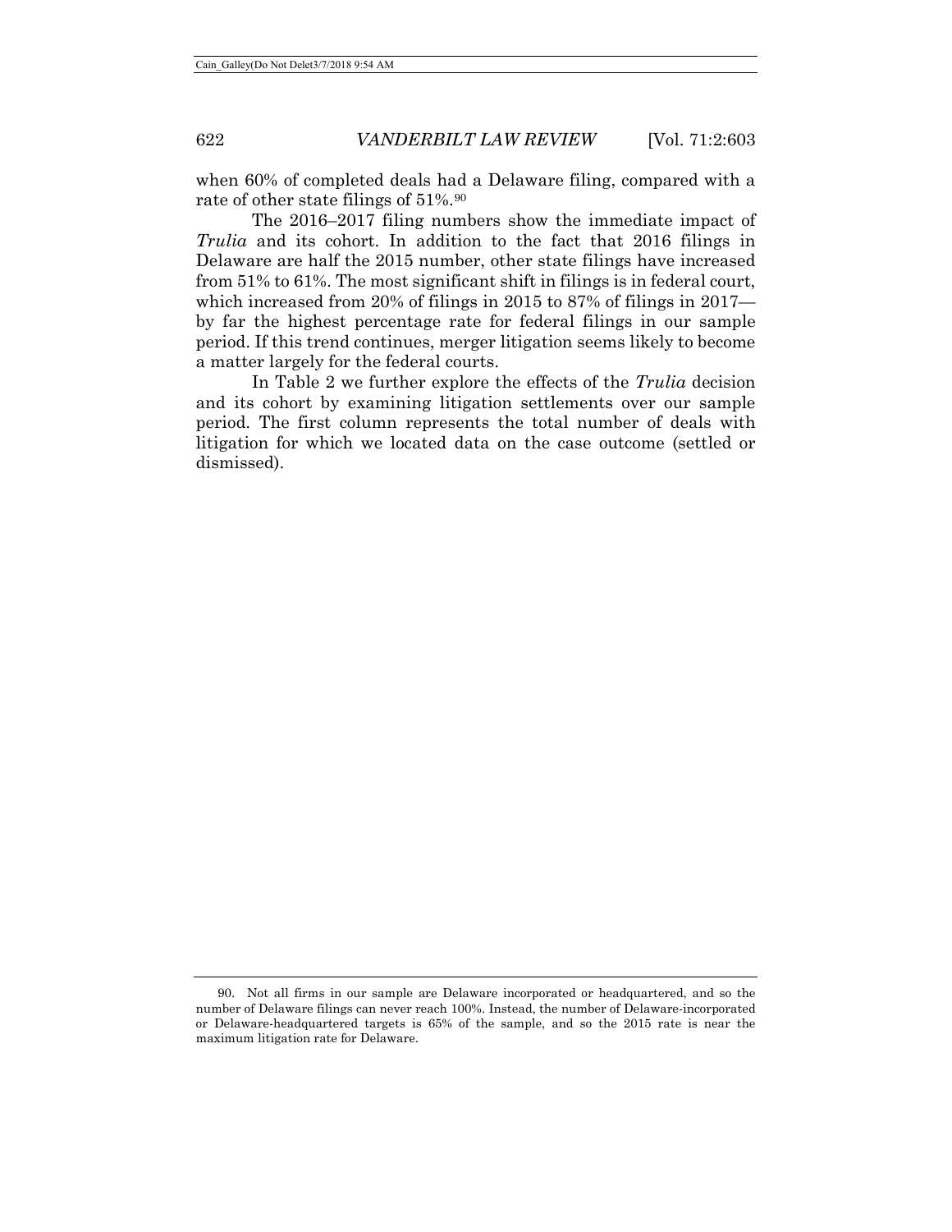when 60% of completed deals had a Delaware filing, compared with a rate of other state filings of 51%.[90]

The 2016–2017 filing numbers show the immediate impact of *Trulia* and its cohort. In addition to the fact that 2016 filings in Delaware are half the 2015 number, other state filings have increased from 51% to 61%. The most significant shift in filings is in federal court, which increased from 20% of filings in 2015 to 87% of filings in 2017—by far the highest percentage rate for federal filings in our sample period. If this trend continues, merger litigation seems likely to become a matter largely for the federal courts.

In Table 2 we further explore the effects of the *Trulia* decision and its cohort by examining litigation settlements over our sample period. The first column represents the total number of deals with litigation for which we located data on the case outcome (settled or dismissed).

90. Not all firms in our sample are Delaware incorporated or headquartered, and so the number of Delaware filings can never reach 100%. Instead, the number of Delaware-incorporated or Delaware-headquartered targets is 65% of the sample, and so the 2015 rate is near the maximum litigation rate for Delaware.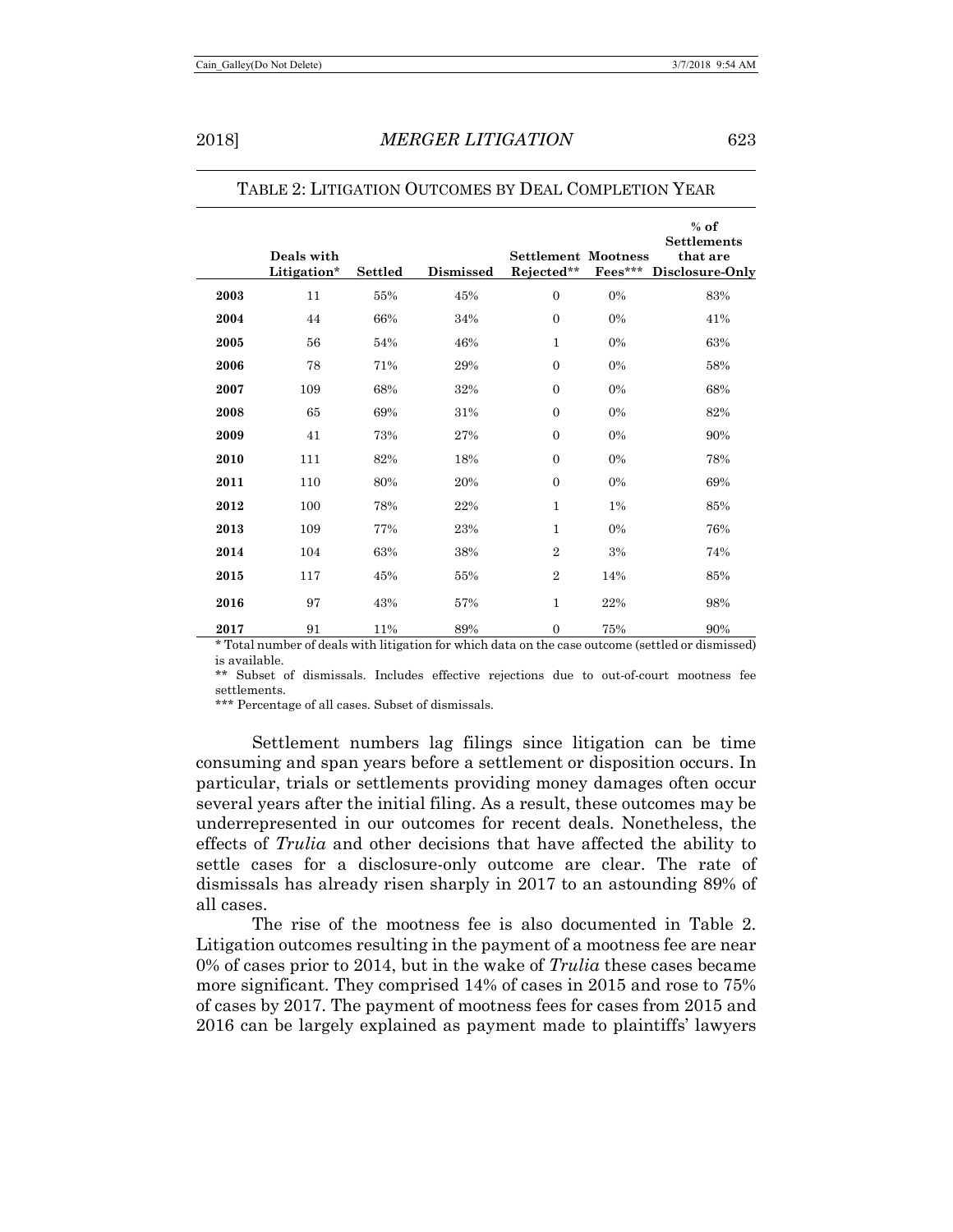TABLE 2: LITIGATION OUTCOMES BY DEAL COMPLETION YEAR

| | Deals with Litigation* | Settled | Dismissed | Settlement Rejected** | Mootness Fees*** | % of Settlements that are Disclosure-Only |
|---|---|---|---|---|---|---|
| **2003** | 11 | 55% | 45% | 0 | 0% | 83% |
| **2004** | 44 | 66% | 34% | 0 | 0% | 41% |
| **2005** | 56 | 54% | 46% | 1 | 0% | 63% |
| **2006** | 78 | 71% | 29% | 0 | 0% | 58% |
| **2007** | 109 | 68% | 32% | 0 | 0% | 68% |
| **2008** | 65 | 69% | 31% | 0 | 0% | 82% |
| **2009** | 41 | 73% | 27% | 0 | 0% | 90% |
| **2010** | 111 | 82% | 18% | 0 | 0% | 78% |
| **2011** | 110 | 80% | 20% | 0 | 0% | 69% |
| **2012** | 100 | 78% | 22% | 1 | 1% | 85% |
| **2013** | 109 | 77% | 23% | 1 | 0% | 76% |
| **2014** | 104 | 63% | 38% | 2 | 3% | 74% |
| **2015** | 117 | 45% | 55% | 2 | 14% | 85% |
| **2016** | 97 | 43% | 57% | 1 | 22% | 98% |
| **2017** | 91 | 11% | 89% | 0 | 75% | 90% |

* Total number of deals with litigation for which data on the case outcome (settled or dismissed) is available.

** Subset of dismissals. Includes effective rejections due to out-of-court mootness fee settlements.

*** Percentage of all cases. Subset of dismissals.

Settlement numbers lag filings since litigation can be time consuming and span years before a settlement or disposition occurs. In particular, trials or settlements providing money damages often occur several years after the initial filing. As a result, these outcomes may be underrepresented in our outcomes for recent deals. Nonetheless, the effects of *Trulia* and other decisions that have affected the ability to settle cases for a disclosure-only outcome are clear. The rate of dismissals has already risen sharply in 2017 to an astounding 89% of all cases.

The rise of the mootness fee is also documented in Table 2. Litigation outcomes resulting in the payment of a mootness fee are near 0% of cases prior to 2014, but in the wake of *Trulia* these cases became more significant. They comprised 14% of cases in 2015 and rose to 75% of cases by 2017. The payment of mootness fees for cases from 2015 and 2016 can be largely explained as payment made to plaintiffs' lawyers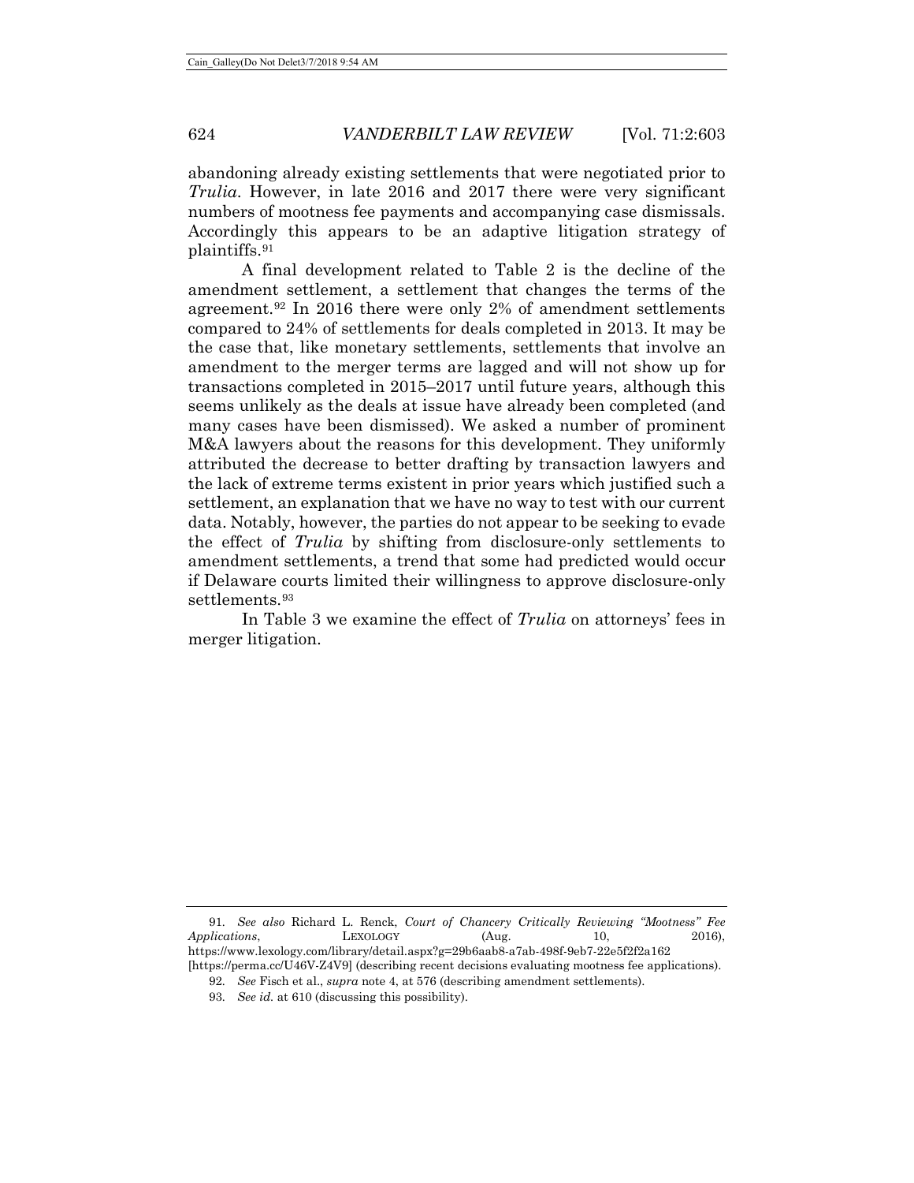abandoning already existing settlements that were negotiated prior to *Trulia*. However, in late 2016 and 2017 there were very significant numbers of mootness fee payments and accompanying case dismissals. Accordingly this appears to be an adaptive litigation strategy of plaintiffs.[91]

A final development related to Table 2 is the decline of the amendment settlement, a settlement that changes the terms of the agreement.[92] In 2016 there were only 2% of amendment settlements compared to 24% of settlements for deals completed in 2013. It may be the case that, like monetary settlements, settlements that involve an amendment to the merger terms are lagged and will not show up for transactions completed in 2015–2017 until future years, although this seems unlikely as the deals at issue have already been completed (and many cases have been dismissed). We asked a number of prominent M&A lawyers about the reasons for this development. They uniformly attributed the decrease to better drafting by transaction lawyers and the lack of extreme terms existent in prior years which justified such a settlement, an explanation that we have no way to test with our current data. Notably, however, the parties do not appear to be seeking to evade the effect of *Trulia* by shifting from disclosure-only settlements to amendment settlements, a trend that some had predicted would occur if Delaware courts limited their willingness to approve disclosure-only settlements.[93]

In Table 3 we examine the effect of *Trulia* on attorneys' fees in merger litigation.

---

91. *See also* Richard L. Renck, *Court of Chancery Critically Reviewing "Mootness" Fee Applications*, LEXOLOGY (Aug. 10, 2016), https://www.lexology.com/library/detail.aspx?g=29b6aab8-a7ab-498f-9eb7-22e5f2f2a162 [https://perma.cc/U46V-Z4V9] (describing recent decisions evaluating mootness fee applications).

92. *See* Fisch et al., *supra* note 4, at 576 (describing amendment settlements).

93. *See id.* at 610 (discussing this possibility).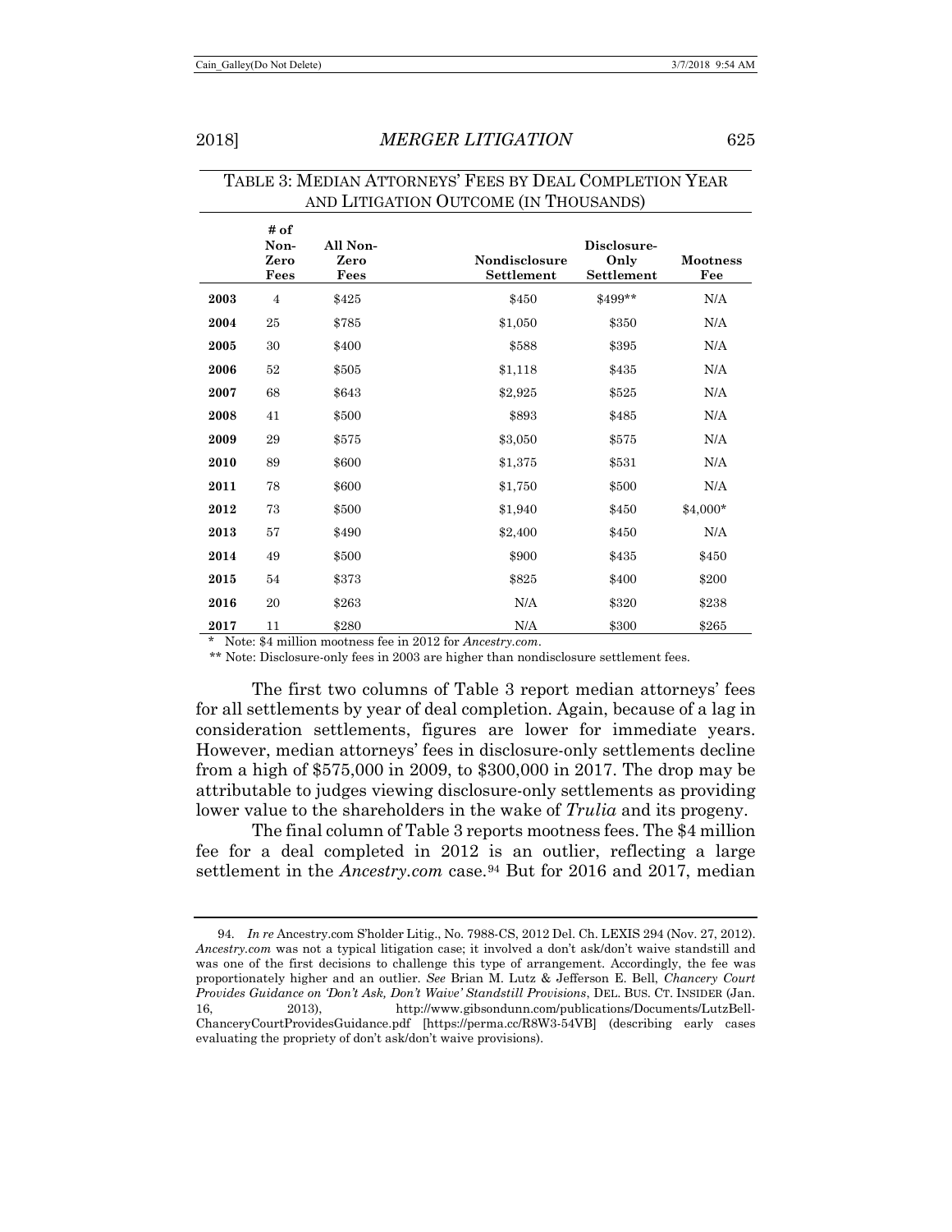TABLE 3: MEDIAN ATTORNEYS' FEES BY DEAL COMPLETION YEAR AND LITIGATION OUTCOME (IN THOUSANDS)

| | # of Non-Zero Fees | All Non-Zero Fees | Nondisclosure Settlement | Disclosure-Only Settlement | Mootness Fee |
|---|---|---|---|---|---|
| **2003** | 4 | $425 | $450 | $499** | N/A |
| **2004** | 25 | $785 | $1,050 | $350 | N/A |
| **2005** | 30 | $400 | $588 | $395 | N/A |
| **2006** | 52 | $505 | $1,118 | $435 | N/A |
| **2007** | 68 | $643 | $2,925 | $525 | N/A |
| **2008** | 41 | $500 | $893 | $485 | N/A |
| **2009** | 29 | $575 | $3,050 | $575 | N/A |
| **2010** | 89 | $600 | $1,375 | $531 | N/A |
| **2011** | 78 | $600 | $1,750 | $500 | N/A |
| **2012** | 73 | $500 | $1,940 | $450 | $4,000* |
| **2013** | 57 | $490 | $2,400 | $450 | N/A |
| **2014** | 49 | $500 | $900 | $435 | $450 |
| **2015** | 54 | $373 | $825 | $400 | $200 |
| **2016** | 20 | $263 | N/A | $320 | $238 |
| **2017** | 11 | $280 | N/A | $300 | $265 |

\* Note: $4 million mootness fee in 2012 for *Ancestry.com*.

\*\* Note: Disclosure-only fees in 2003 are higher than nondisclosure settlement fees.

The first two columns of Table 3 report median attorneys' fees for all settlements by year of deal completion. Again, because of a lag in consideration settlements, figures are lower for immediate years. However, median attorneys' fees in disclosure-only settlements decline from a high of $575,000 in 2009, to $300,000 in 2017. The drop may be attributable to judges viewing disclosure-only settlements as providing lower value to the shareholders in the wake of *Trulia* and its progeny.

The final column of Table 3 reports mootness fees. The $4 million fee for a deal completed in 2012 is an outlier, reflecting a large settlement in the *Ancestry.com* case.[94] But for 2016 and 2017, median

94. *In re* Ancestry.com S'holder Litig., No. 7988-CS, 2012 Del. Ch. LEXIS 294 (Nov. 27, 2012). *Ancestry.com* was not a typical litigation case; it involved a don't ask/don't waive standstill and was one of the first decisions to challenge this type of arrangement. Accordingly, the fee was proportionately higher and an outlier. *See* Brian M. Lutz & Jefferson E. Bell, *Chancery Court Provides Guidance on 'Don't Ask, Don't Waive' Standstill Provisions*, DEL. BUS. CT. INSIDER (Jan. 16, 2013), http://www.gibsondunn.com/publications/Documents/LutzBell-ChanceryCourtProvidesGuidance.pdf [https://perma.cc/R8W3-54VB] (describing early cases evaluating the propriety of don't ask/don't waive provisions).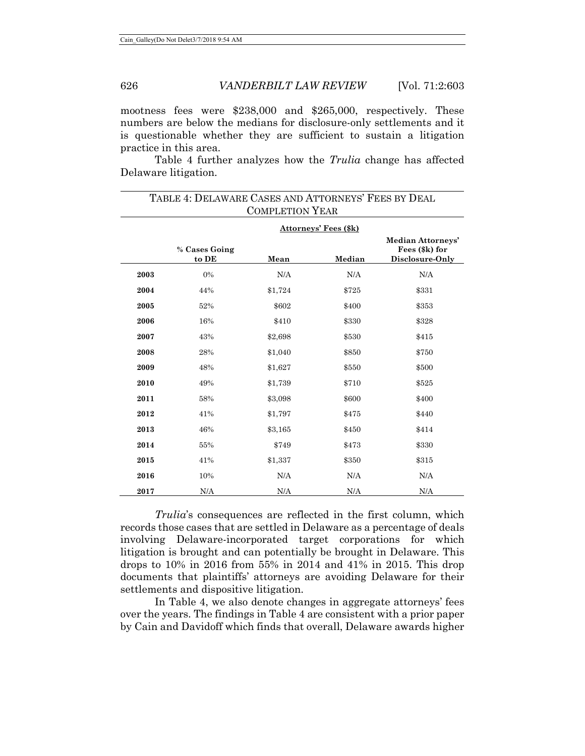mootness fees were $238,000 and $265,000, respectively. These numbers are below the medians for disclosure-only settlements and it is questionable whether they are sufficient to sustain a litigation practice in this area.

Table 4 further analyzes how the *Trulia* change has affected Delaware litigation.

TABLE 4: DELAWARE CASES AND ATTORNEYS' FEES BY DEAL COMPLETION YEAR

| | % Cases Going to DE | Attorneys' Fees ($k) | | Median Attorneys' Fees ($k) for Disclosure-Only |
|---|---|---|---|---|
| | | **Mean** | **Median** | |
| **2003** | 0% | N/A | N/A | N/A |
| **2004** | 44% | $1,724 | $725 | $331 |
| **2005** | 52% | $602 | $400 | $353 |
| **2006** | 16% | $410 | $330 | $328 |
| **2007** | 43% | $2,698 | $530 | $415 |
| **2008** | 28% | $1,040 | $850 | $750 |
| **2009** | 48% | $1,627 | $550 | $500 |
| **2010** | 49% | $1,739 | $710 | $525 |
| **2011** | 58% | $3,098 | $600 | $400 |
| **2012** | 41% | $1,797 | $475 | $440 |
| **2013** | 46% | $3,165 | $450 | $414 |
| **2014** | 55% | $749 | $473 | $330 |
| **2015** | 41% | $1,337 | $350 | $315 |
| **2016** | 10% | N/A | N/A | N/A |
| **2017** | N/A | N/A | N/A | N/A |

*Trulia*'s consequences are reflected in the first column, which records those cases that are settled in Delaware as a percentage of deals involving Delaware-incorporated target corporations for which litigation is brought and can potentially be brought in Delaware. This drops to 10% in 2016 from 55% in 2014 and 41% in 2015. This drop documents that plaintiffs' attorneys are avoiding Delaware for their settlements and dispositive litigation.

In Table 4, we also denote changes in aggregate attorneys' fees over the years. The findings in Table 4 are consistent with a prior paper by Cain and Davidoff which finds that overall, Delaware awards higher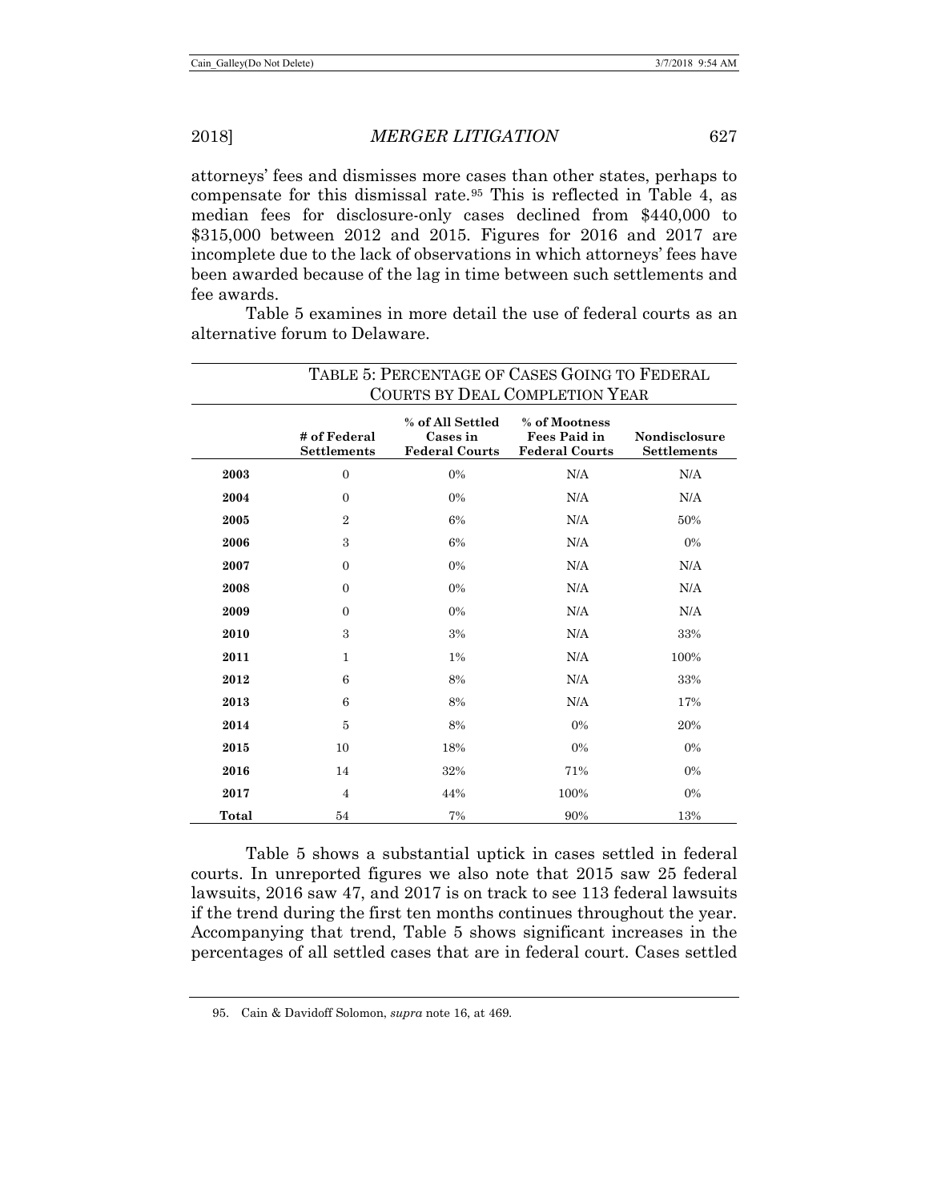attorneys' fees and dismisses more cases than other states, perhaps to compensate for this dismissal rate.[95] This is reflected in Table 4, as median fees for disclosure-only cases declined from $440,000 to $315,000 between 2012 and 2015. Figures for 2016 and 2017 are incomplete due to the lack of observations in which attorneys' fees have been awarded because of the lag in time between such settlements and fee awards.

Table 5 examines in more detail the use of federal courts as an alternative forum to Delaware.

TABLE 5: PERCENTAGE OF CASES GOING TO FEDERAL COURTS BY DEAL COMPLETION YEAR

| | # of Federal Settlements | % of All Settled Cases in Federal Courts | % of Mootness Fees Paid in Federal Courts | Nondisclosure Settlements |
|---|---|---|---|---|
| **2003** | 0 | 0% | N/A | N/A |
| **2004** | 0 | 0% | N/A | N/A |
| **2005** | 2 | 6% | N/A | 50% |
| **2006** | 3 | 6% | N/A | 0% |
| **2007** | 0 | 0% | N/A | N/A |
| **2008** | 0 | 0% | N/A | N/A |
| **2009** | 0 | 0% | N/A | N/A |
| **2010** | 3 | 3% | N/A | 33% |
| **2011** | 1 | 1% | N/A | 100% |
| **2012** | 6 | 8% | N/A | 33% |
| **2013** | 6 | 8% | N/A | 17% |
| **2014** | 5 | 8% | 0% | 20% |
| **2015** | 10 | 18% | 0% | 0% |
| **2016** | 14 | 32% | 71% | 0% |
| **2017** | 4 | 44% | 100% | 0% |
| **Total** | 54 | 7% | 90% | 13% |

Table 5 shows a substantial uptick in cases settled in federal courts. In unreported figures we also note that 2015 saw 25 federal lawsuits, 2016 saw 47, and 2017 is on track to see 113 federal lawsuits if the trend during the first ten months continues throughout the year. Accompanying that trend, Table 5 shows significant increases in the percentages of all settled cases that are in federal court. Cases settled

95. Cain & Davidoff Solomon, *supra* note 16, at 469.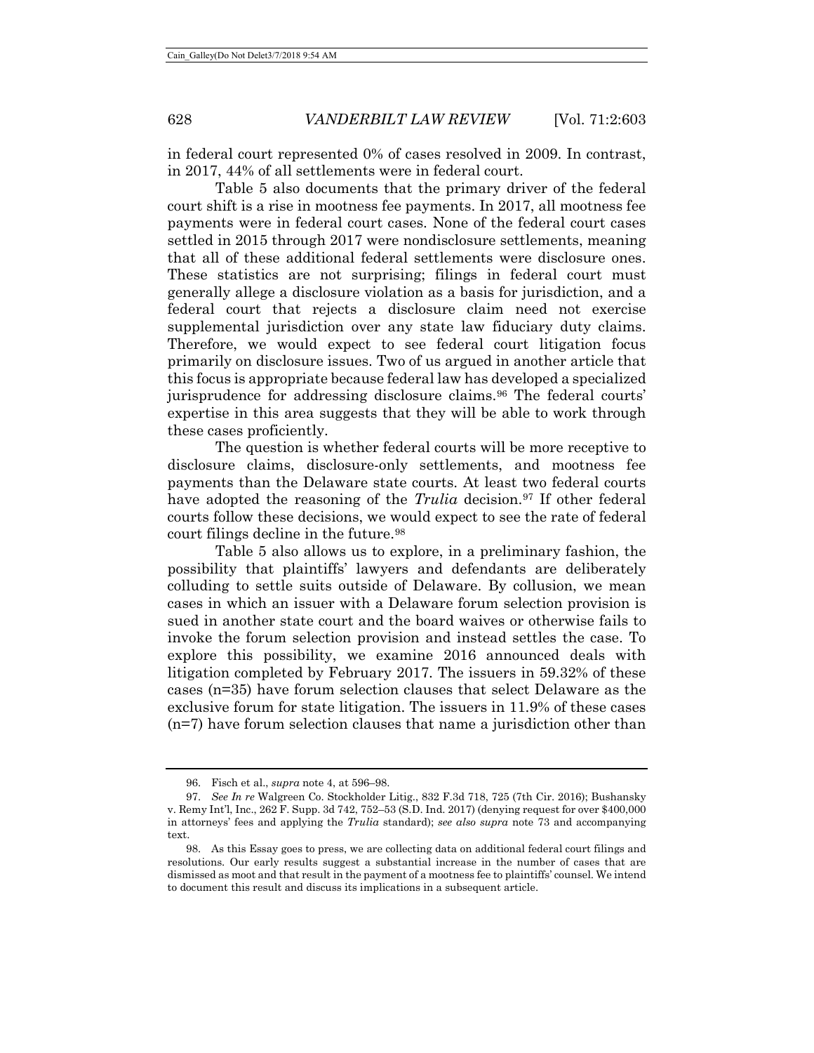in federal court represented 0% of cases resolved in 2009. In contrast, in 2017, 44% of all settlements were in federal court.

Table 5 also documents that the primary driver of the federal court shift is a rise in mootness fee payments. In 2017, all mootness fee payments were in federal court cases. None of the federal court cases settled in 2015 through 2017 were nondisclosure settlements, meaning that all of these additional federal settlements were disclosure ones. These statistics are not surprising; filings in federal court must generally allege a disclosure violation as a basis for jurisdiction, and a federal court that rejects a disclosure claim need not exercise supplemental jurisdiction over any state law fiduciary duty claims. Therefore, we would expect to see federal court litigation focus primarily on disclosure issues. Two of us argued in another article that this focus is appropriate because federal law has developed a specialized jurisprudence for addressing disclosure claims.[96] The federal courts' expertise in this area suggests that they will be able to work through these cases proficiently.

The question is whether federal courts will be more receptive to disclosure claims, disclosure-only settlements, and mootness fee payments than the Delaware state courts. At least two federal courts have adopted the reasoning of the *Trulia* decision.[97] If other federal courts follow these decisions, we would expect to see the rate of federal court filings decline in the future.[98]

Table 5 also allows us to explore, in a preliminary fashion, the possibility that plaintiffs' lawyers and defendants are deliberately colluding to settle suits outside of Delaware. By collusion, we mean cases in which an issuer with a Delaware forum selection provision is sued in another state court and the board waives or otherwise fails to invoke the forum selection provision and instead settles the case. To explore this possibility, we examine 2016 announced deals with litigation completed by February 2017. The issuers in 59.32% of these cases (n=35) have forum selection clauses that select Delaware as the exclusive forum for state litigation. The issuers in 11.9% of these cases (n=7) have forum selection clauses that name a jurisdiction other than

96. Fisch et al., *supra* note 4, at 596–98.

97. *See In re* Walgreen Co. Stockholder Litig., 832 F.3d 718, 725 (7th Cir. 2016); Bushansky v. Remy Int'l, Inc., 262 F. Supp. 3d 742, 752–53 (S.D. Ind. 2017) (denying request for over $400,000 in attorneys' fees and applying the *Trulia* standard); *see also supra* note 73 and accompanying text.

98. As this Essay goes to press, we are collecting data on additional federal court filings and resolutions. Our early results suggest a substantial increase in the number of cases that are dismissed as moot and that result in the payment of a mootness fee to plaintiffs' counsel. We intend to document this result and discuss its implications in a subsequent article.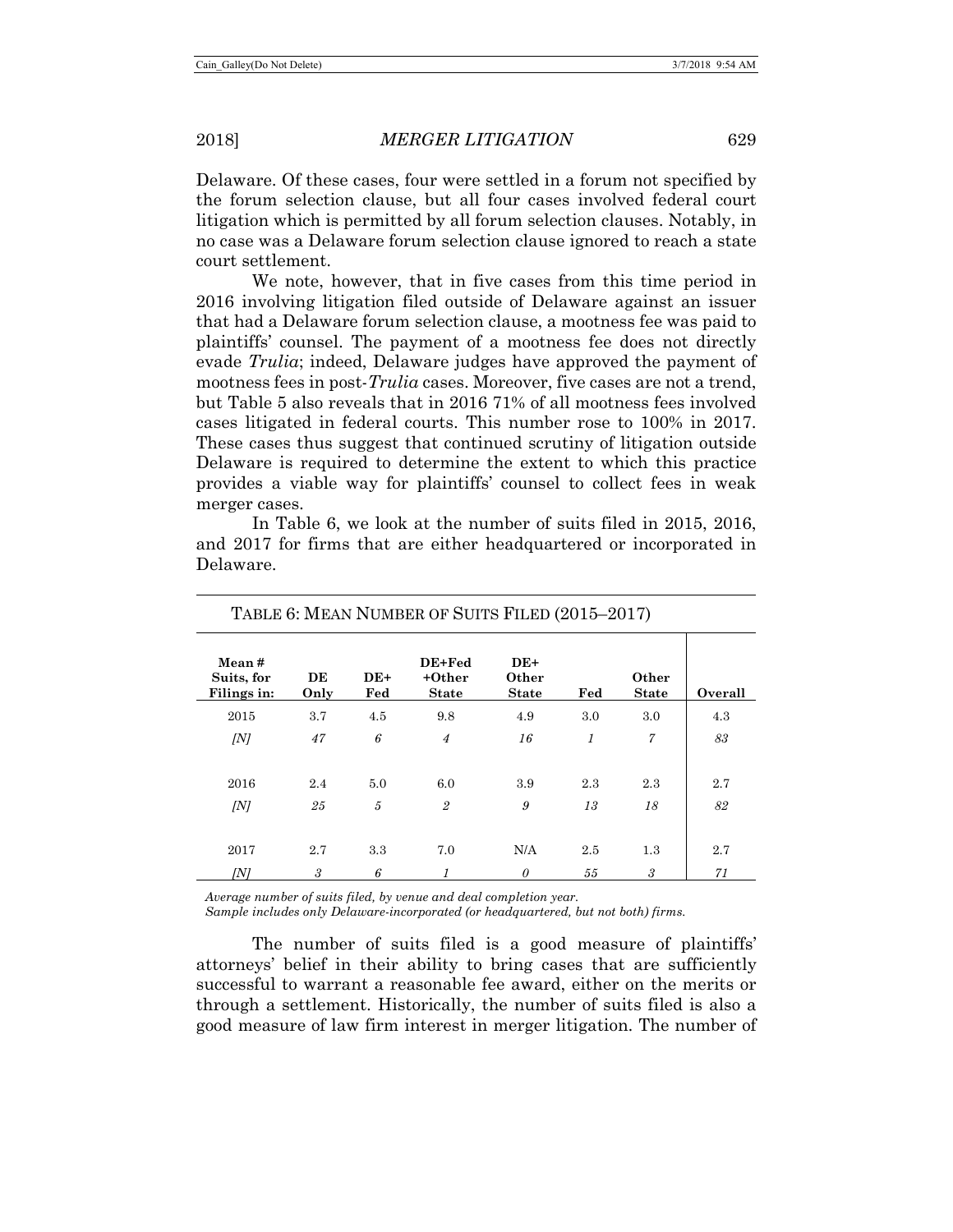Delaware. Of these cases, four were settled in a forum not specified by the forum selection clause, but all four cases involved federal court litigation which is permitted by all forum selection clauses. Notably, in no case was a Delaware forum selection clause ignored to reach a state court settlement.

We note, however, that in five cases from this time period in 2016 involving litigation filed outside of Delaware against an issuer that had a Delaware forum selection clause, a mootness fee was paid to plaintiffs' counsel. The payment of a mootness fee does not directly evade *Trulia*; indeed, Delaware judges have approved the payment of mootness fees in post-*Trulia* cases. Moreover, five cases are not a trend, but Table 5 also reveals that in 2016 71% of all mootness fees involved cases litigated in federal courts. This number rose to 100% in 2017. These cases thus suggest that continued scrutiny of litigation outside Delaware is required to determine the extent to which this practice provides a viable way for plaintiffs' counsel to collect fees in weak merger cases.

In Table 6, we look at the number of suits filed in 2015, 2016, and 2017 for firms that are either headquartered or incorporated in Delaware.

TABLE 6: MEAN NUMBER OF SUITS FILED (2015–2017)

| Mean # Suits, for Filings in: | DE Only | DE+ Fed | DE+Fed +Other State | DE+ Other State | Fed | Other State | Overall |
|---|---|---|---|---|---|---|---|
| 2015 | 3.7 | 4.5 | 9.8 | 4.9 | 3.0 | 3.0 | 4.3 |
| *[N]* | *47* | *6* | *4* | *16* | *1* | *7* | *83* |
| 2016 | 2.4 | 5.0 | 6.0 | 3.9 | 2.3 | 2.3 | 2.7 |
| *[N]* | *25* | *5* | *2* | *9* | *13* | *18* | *82* |
| 2017 | 2.7 | 3.3 | 7.0 | N/A | 2.5 | 1.3 | 2.7 |
| *[N]* | *3* | *6* | *1* | *0* | *55* | *3* | *71* |

*Average number of suits filed, by venue and deal completion year.*
*Sample includes only Delaware-incorporated (or headquartered, but not both) firms.*

The number of suits filed is a good measure of plaintiffs' attorneys' belief in their ability to bring cases that are sufficiently successful to warrant a reasonable fee award, either on the merits or through a settlement. Historically, the number of suits filed is also a good measure of law firm interest in merger litigation. The number of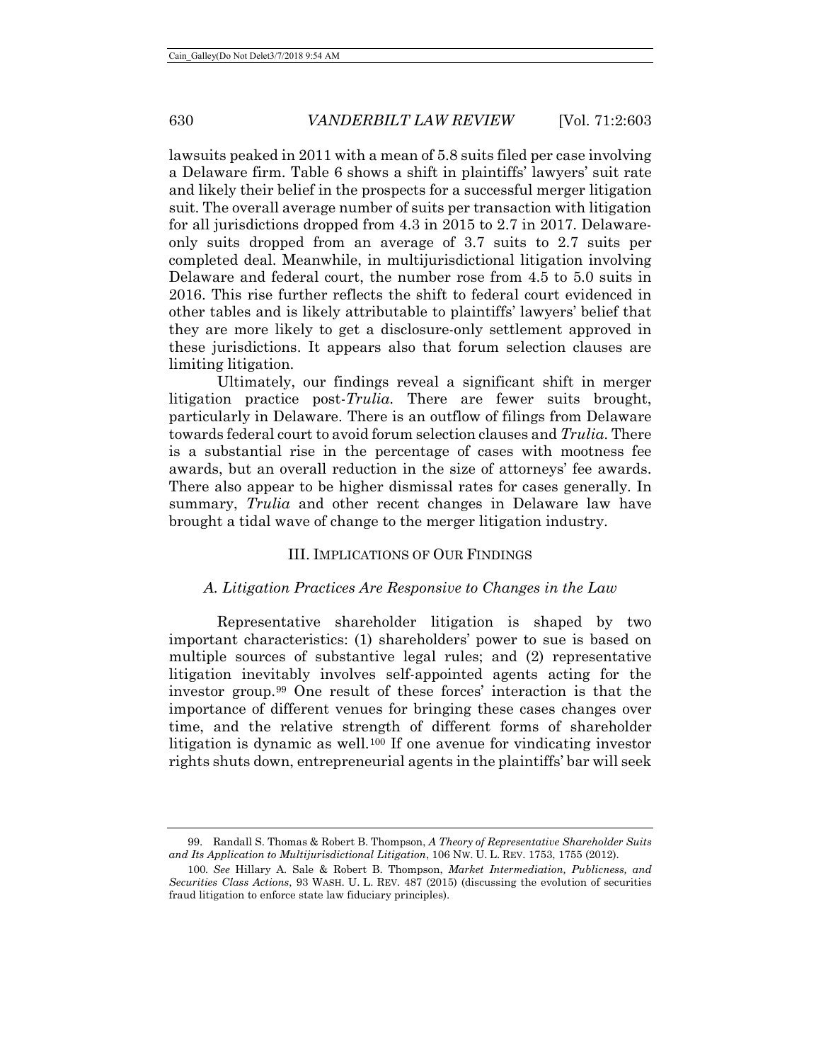lawsuits peaked in 2011 with a mean of 5.8 suits filed per case involving a Delaware firm. Table 6 shows a shift in plaintiffs' lawyers' suit rate and likely their belief in the prospects for a successful merger litigation suit. The overall average number of suits per transaction with litigation for all jurisdictions dropped from 4.3 in 2015 to 2.7 in 2017. Delaware-only suits dropped from an average of 3.7 suits to 2.7 suits per completed deal. Meanwhile, in multijurisdictional litigation involving Delaware and federal court, the number rose from 4.5 to 5.0 suits in 2016. This rise further reflects the shift to federal court evidenced in other tables and is likely attributable to plaintiffs' lawyers' belief that they are more likely to get a disclosure-only settlement approved in these jurisdictions. It appears also that forum selection clauses are limiting litigation.

Ultimately, our findings reveal a significant shift in merger litigation practice post-*Trulia*. There are fewer suits brought, particularly in Delaware. There is an outflow of filings from Delaware towards federal court to avoid forum selection clauses and *Trulia*. There is a substantial rise in the percentage of cases with mootness fee awards, but an overall reduction in the size of attorneys' fee awards. There also appear to be higher dismissal rates for cases generally. In summary, *Trulia* and other recent changes in Delaware law have brought a tidal wave of change to the merger litigation industry.

## III. IMPLICATIONS OF OUR FINDINGS

### *A. Litigation Practices Are Responsive to Changes in the Law*

Representative shareholder litigation is shaped by two important characteristics: (1) shareholders' power to sue is based on multiple sources of substantive legal rules; and (2) representative litigation inevitably involves self-appointed agents acting for the investor group.[99] One result of these forces' interaction is that the importance of different venues for bringing these cases changes over time, and the relative strength of different forms of shareholder litigation is dynamic as well.[100] If one avenue for vindicating investor rights shuts down, entrepreneurial agents in the plaintiffs' bar will seek

---

99. Randall S. Thomas & Robert B. Thompson, *A Theory of Representative Shareholder Suits and Its Application to Multijurisdictional Litigation*, 106 NW. U. L. REV. 1753, 1755 (2012).

100. *See* Hillary A. Sale & Robert B. Thompson, *Market Intermediation, Publicness, and Securities Class Actions*, 93 WASH. U. L. REV. 487 (2015) (discussing the evolution of securities fraud litigation to enforce state law fiduciary principles).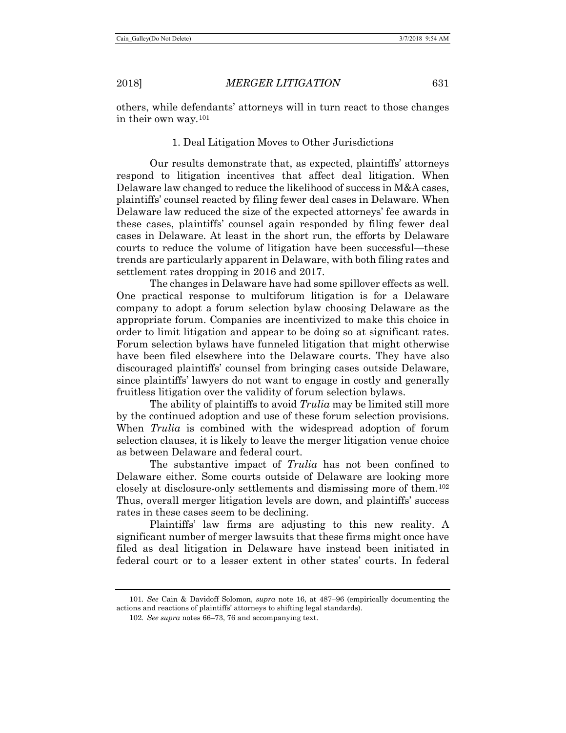others, while defendants' attorneys will in turn react to those changes in their own way.[101]

### 1. Deal Litigation Moves to Other Jurisdictions

Our results demonstrate that, as expected, plaintiffs' attorneys respond to litigation incentives that affect deal litigation. When Delaware law changed to reduce the likelihood of success in M&A cases, plaintiffs' counsel reacted by filing fewer deal cases in Delaware. When Delaware law reduced the size of the expected attorneys' fee awards in these cases, plaintiffs' counsel again responded by filing fewer deal cases in Delaware. At least in the short run, the efforts by Delaware courts to reduce the volume of litigation have been successful—these trends are particularly apparent in Delaware, with both filing rates and settlement rates dropping in 2016 and 2017.

The changes in Delaware have had some spillover effects as well. One practical response to multiforum litigation is for a Delaware company to adopt a forum selection bylaw choosing Delaware as the appropriate forum. Companies are incentivized to make this choice in order to limit litigation and appear to be doing so at significant rates. Forum selection bylaws have funneled litigation that might otherwise have been filed elsewhere into the Delaware courts. They have also discouraged plaintiffs' counsel from bringing cases outside Delaware, since plaintiffs' lawyers do not want to engage in costly and generally fruitless litigation over the validity of forum selection bylaws.

The ability of plaintiffs to avoid *Trulia* may be limited still more by the continued adoption and use of these forum selection provisions. When *Trulia* is combined with the widespread adoption of forum selection clauses, it is likely to leave the merger litigation venue choice as between Delaware and federal court.

The substantive impact of *Trulia* has not been confined to Delaware either. Some courts outside of Delaware are looking more closely at disclosure-only settlements and dismissing more of them.[102] Thus, overall merger litigation levels are down, and plaintiffs' success rates in these cases seem to be declining.

Plaintiffs' law firms are adjusting to this new reality. A significant number of merger lawsuits that these firms might once have filed as deal litigation in Delaware have instead been initiated in federal court or to a lesser extent in other states' courts. In federal

---

101. *See* Cain & Davidoff Solomon, *supra* note 16, at 487–96 (empirically documenting the actions and reactions of plaintiffs' attorneys to shifting legal standards).

102. *See supra* notes 66–73, 76 and accompanying text.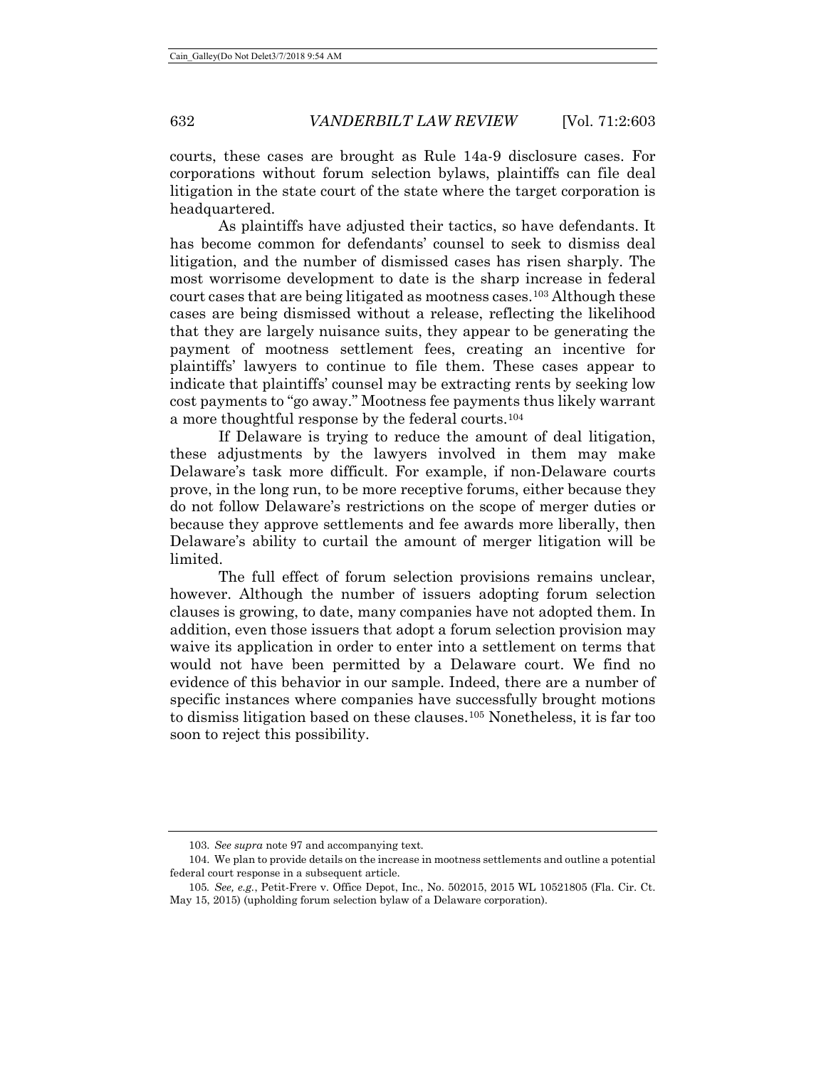courts, these cases are brought as Rule 14a-9 disclosure cases. For corporations without forum selection bylaws, plaintiffs can file deal litigation in the state court of the state where the target corporation is headquartered.

As plaintiffs have adjusted their tactics, so have defendants. It has become common for defendants' counsel to seek to dismiss deal litigation, and the number of dismissed cases has risen sharply. The most worrisome development to date is the sharp increase in federal court cases that are being litigated as mootness cases.[103] Although these cases are being dismissed without a release, reflecting the likelihood that they are largely nuisance suits, they appear to be generating the payment of mootness settlement fees, creating an incentive for plaintiffs' lawyers to continue to file them. These cases appear to indicate that plaintiffs' counsel may be extracting rents by seeking low cost payments to "go away." Mootness fee payments thus likely warrant a more thoughtful response by the federal courts.[104]

If Delaware is trying to reduce the amount of deal litigation, these adjustments by the lawyers involved in them may make Delaware's task more difficult. For example, if non-Delaware courts prove, in the long run, to be more receptive forums, either because they do not follow Delaware's restrictions on the scope of merger duties or because they approve settlements and fee awards more liberally, then Delaware's ability to curtail the amount of merger litigation will be limited.

The full effect of forum selection provisions remains unclear, however. Although the number of issuers adopting forum selection clauses is growing, to date, many companies have not adopted them. In addition, even those issuers that adopt a forum selection provision may waive its application in order to enter into a settlement on terms that would not have been permitted by a Delaware court. We find no evidence of this behavior in our sample. Indeed, there are a number of specific instances where companies have successfully brought motions to dismiss litigation based on these clauses.[105] Nonetheless, it is far too soon to reject this possibility.

---

103. *See supra* note 97 and accompanying text.

104. We plan to provide details on the increase in mootness settlements and outline a potential federal court response in a subsequent article.

105. *See, e.g.*, Petit-Frere v. Office Depot, Inc., No. 502015, 2015 WL 10521805 (Fla. Cir. Ct. May 15, 2015) (upholding forum selection bylaw of a Delaware corporation).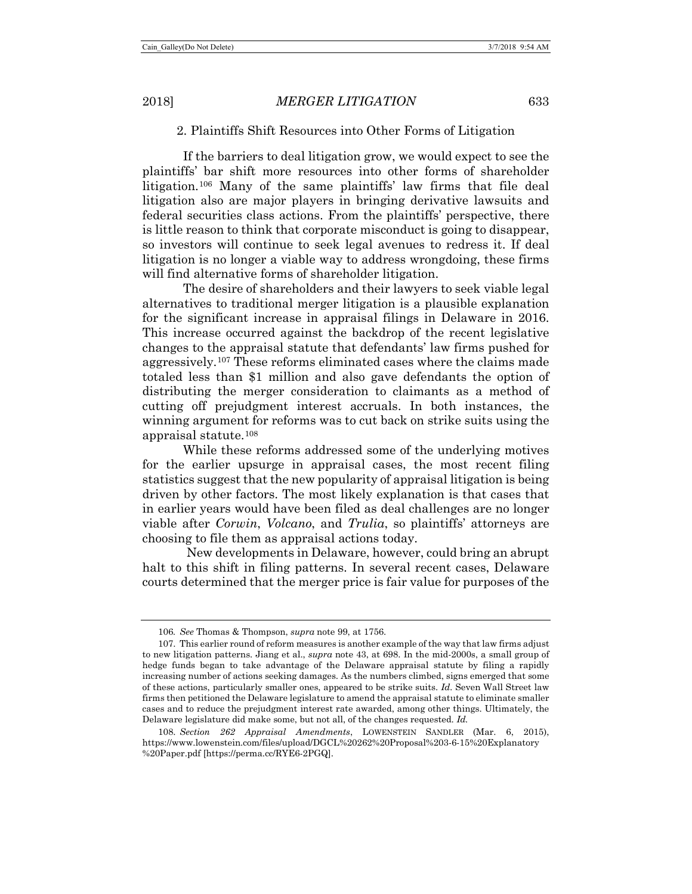### 2. Plaintiffs Shift Resources into Other Forms of Litigation

If the barriers to deal litigation grow, we would expect to see the plaintiffs' bar shift more resources into other forms of shareholder litigation.[106] Many of the same plaintiffs' law firms that file deal litigation also are major players in bringing derivative lawsuits and federal securities class actions. From the plaintiffs' perspective, there is little reason to think that corporate misconduct is going to disappear, so investors will continue to seek legal avenues to redress it. If deal litigation is no longer a viable way to address wrongdoing, these firms will find alternative forms of shareholder litigation.

The desire of shareholders and their lawyers to seek viable legal alternatives to traditional merger litigation is a plausible explanation for the significant increase in appraisal filings in Delaware in 2016. This increase occurred against the backdrop of the recent legislative changes to the appraisal statute that defendants' law firms pushed for aggressively.[107] These reforms eliminated cases where the claims made totaled less than $1 million and also gave defendants the option of distributing the merger consideration to claimants as a method of cutting off prejudgment interest accruals. In both instances, the winning argument for reforms was to cut back on strike suits using the appraisal statute.[108]

While these reforms addressed some of the underlying motives for the earlier upsurge in appraisal cases, the most recent filing statistics suggest that the new popularity of appraisal litigation is being driven by other factors. The most likely explanation is that cases that in earlier years would have been filed as deal challenges are no longer viable after *Corwin*, *Volcano*, and *Trulia*, so plaintiffs' attorneys are choosing to file them as appraisal actions today.

New developments in Delaware, however, could bring an abrupt halt to this shift in filing patterns. In several recent cases, Delaware courts determined that the merger price is fair value for purposes of the

---

106. *See* Thomas & Thompson, *supra* note 99, at 1756.

107. This earlier round of reform measures is another example of the way that law firms adjust to new litigation patterns. Jiang et al., *supra* note 43, at 698. In the mid-2000s, a small group of hedge funds began to take advantage of the Delaware appraisal statute by filing a rapidly increasing number of actions seeking damages. As the numbers climbed, signs emerged that some of these actions, particularly smaller ones, appeared to be strike suits. *Id.* Seven Wall Street law firms then petitioned the Delaware legislature to amend the appraisal statute to eliminate smaller cases and to reduce the prejudgment interest rate awarded, among other things. Ultimately, the Delaware legislature did make some, but not all, of the changes requested. *Id.*

108. *Section 262 Appraisal Amendments*, LOWENSTEIN SANDLER (Mar. 6, 2015), https://www.lowenstein.com/files/upload/DGCL%20262%20Proposal%203-6-15%20Explanatory%20Paper.pdf [https://perma.cc/RYE6-2PGQ].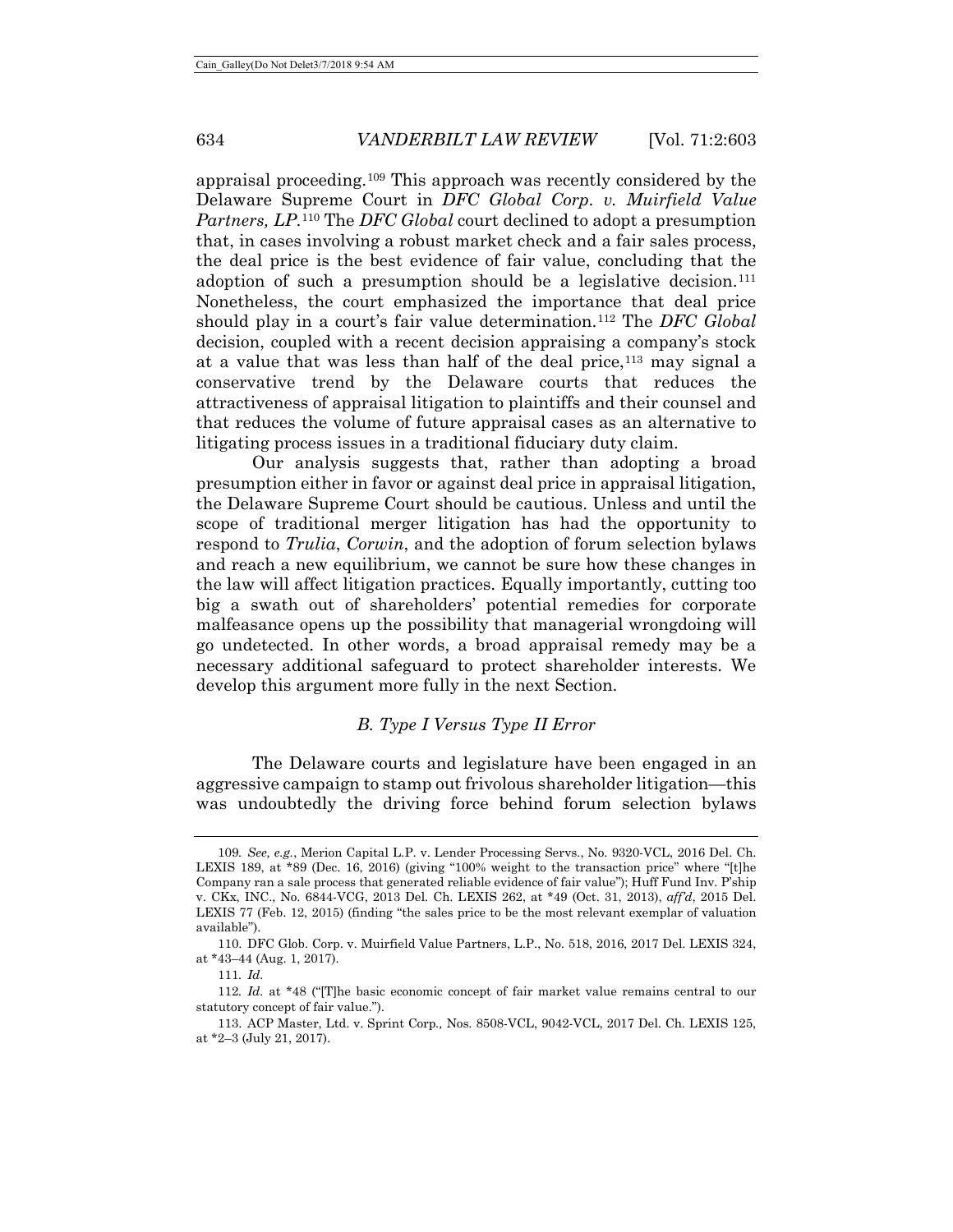appraisal proceeding.[109] This approach was recently considered by the Delaware Supreme Court in *DFC Global Corp. v. Muirfield Value Partners, LP*.[110] The *DFC Global* court declined to adopt a presumption that, in cases involving a robust market check and a fair sales process, the deal price is the best evidence of fair value, concluding that the adoption of such a presumption should be a legislative decision.[111] Nonetheless, the court emphasized the importance that deal price should play in a court's fair value determination.[112] The *DFC Global* decision, coupled with a recent decision appraising a company's stock at a value that was less than half of the deal price,[113] may signal a conservative trend by the Delaware courts that reduces the attractiveness of appraisal litigation to plaintiffs and their counsel and that reduces the volume of future appraisal cases as an alternative to litigating process issues in a traditional fiduciary duty claim.

Our analysis suggests that, rather than adopting a broad presumption either in favor or against deal price in appraisal litigation, the Delaware Supreme Court should be cautious. Unless and until the scope of traditional merger litigation has had the opportunity to respond to *Trulia*, *Corwin*, and the adoption of forum selection bylaws and reach a new equilibrium, we cannot be sure how these changes in the law will affect litigation practices. Equally importantly, cutting too big a swath out of shareholders' potential remedies for corporate malfeasance opens up the possibility that managerial wrongdoing will go undetected. In other words, a broad appraisal remedy may be a necessary additional safeguard to protect shareholder interests. We develop this argument more fully in the next Section.

### *B. Type I Versus Type II Error*

The Delaware courts and legislature have been engaged in an aggressive campaign to stamp out frivolous shareholder litigation—this was undoubtedly the driving force behind forum selection bylaws

---

109. *See, e.g.*, Merion Capital L.P. v. Lender Processing Servs., No. 9320-VCL, 2016 Del. Ch. LEXIS 189, at *89 (Dec. 16, 2016) (giving "100% weight to the transaction price" where "[t]he Company ran a sale process that generated reliable evidence of fair value"); Huff Fund Inv. P'ship v. CKx, INC., No. 6844-VCG, 2013 Del. Ch. LEXIS 262, at *49 (Oct. 31, 2013), *aff'd*, 2015 Del. LEXIS 77 (Feb. 12, 2015) (finding "the sales price to be the most relevant exemplar of valuation available").

110. DFC Glob. Corp. v. Muirfield Value Partners, L.P., No. 518, 2016, 2017 Del. LEXIS 324, at *43–44 (Aug. 1, 2017).

111. *Id.*

112. *Id.* at *48 ("[T]he basic economic concept of fair market value remains central to our statutory concept of fair value.").

113. ACP Master, Ltd. v. Sprint Corp., Nos. 8508-VCL, 9042-VCL, 2017 Del. Ch. LEXIS 125, at *2–3 (July 21, 2017).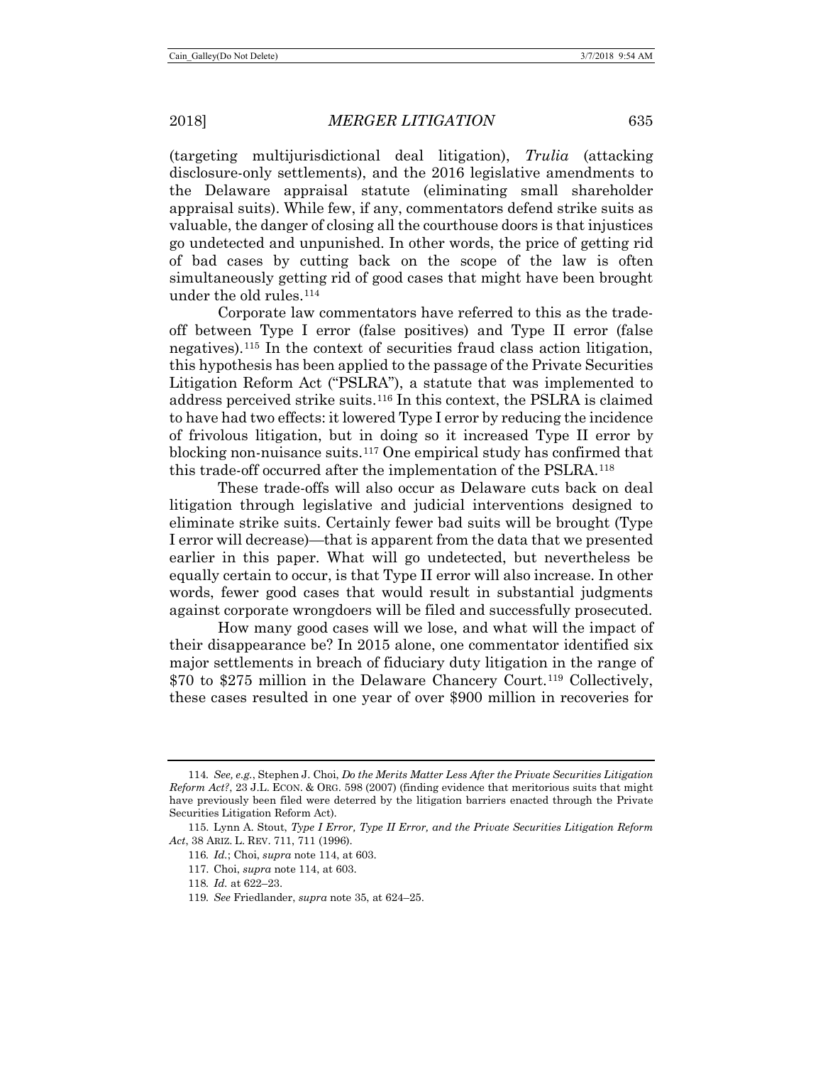(targeting multijurisdictional deal litigation), *Trulia* (attacking disclosure-only settlements), and the 2016 legislative amendments to the Delaware appraisal statute (eliminating small shareholder appraisal suits). While few, if any, commentators defend strike suits as valuable, the danger of closing all the courthouse doors is that injustices go undetected and unpunished. In other words, the price of getting rid of bad cases by cutting back on the scope of the law is often simultaneously getting rid of good cases that might have been brought under the old rules.[114]

Corporate law commentators have referred to this as the trade-off between Type I error (false positives) and Type II error (false negatives).[115] In the context of securities fraud class action litigation, this hypothesis has been applied to the passage of the Private Securities Litigation Reform Act ("PSLRA"), a statute that was implemented to address perceived strike suits.[116] In this context, the PSLRA is claimed to have had two effects: it lowered Type I error by reducing the incidence of frivolous litigation, but in doing so it increased Type II error by blocking non-nuisance suits.[117] One empirical study has confirmed that this trade-off occurred after the implementation of the PSLRA.[118]

These trade-offs will also occur as Delaware cuts back on deal litigation through legislative and judicial interventions designed to eliminate strike suits. Certainly fewer bad suits will be brought (Type I error will decrease)—that is apparent from the data that we presented earlier in this paper. What will go undetected, but nevertheless be equally certain to occur, is that Type II error will also increase. In other words, fewer good cases that would result in substantial judgments against corporate wrongdoers will be filed and successfully prosecuted.

How many good cases will we lose, and what will the impact of their disappearance be? In 2015 alone, one commentator identified six major settlements in breach of fiduciary duty litigation in the range of $70 to $275 million in the Delaware Chancery Court.[119] Collectively, these cases resulted in one year of over $900 million in recoveries for

---

114. *See, e.g.*, Stephen J. Choi, *Do the Merits Matter Less After the Private Securities Litigation Reform Act?*, 23 J.L. ECON. & ORG. 598 (2007) (finding evidence that meritorious suits that might have previously been filed were deterred by the litigation barriers enacted through the Private Securities Litigation Reform Act).

115. Lynn A. Stout, *Type I Error, Type II Error, and the Private Securities Litigation Reform Act*, 38 ARIZ. L. REV. 711, 711 (1996).

116. *Id.*; Choi, *supra* note 114, at 603.

117. Choi, *supra* note 114, at 603.

118. *Id.* at 622–23.

119. *See* Friedlander, *supra* note 35, at 624–25.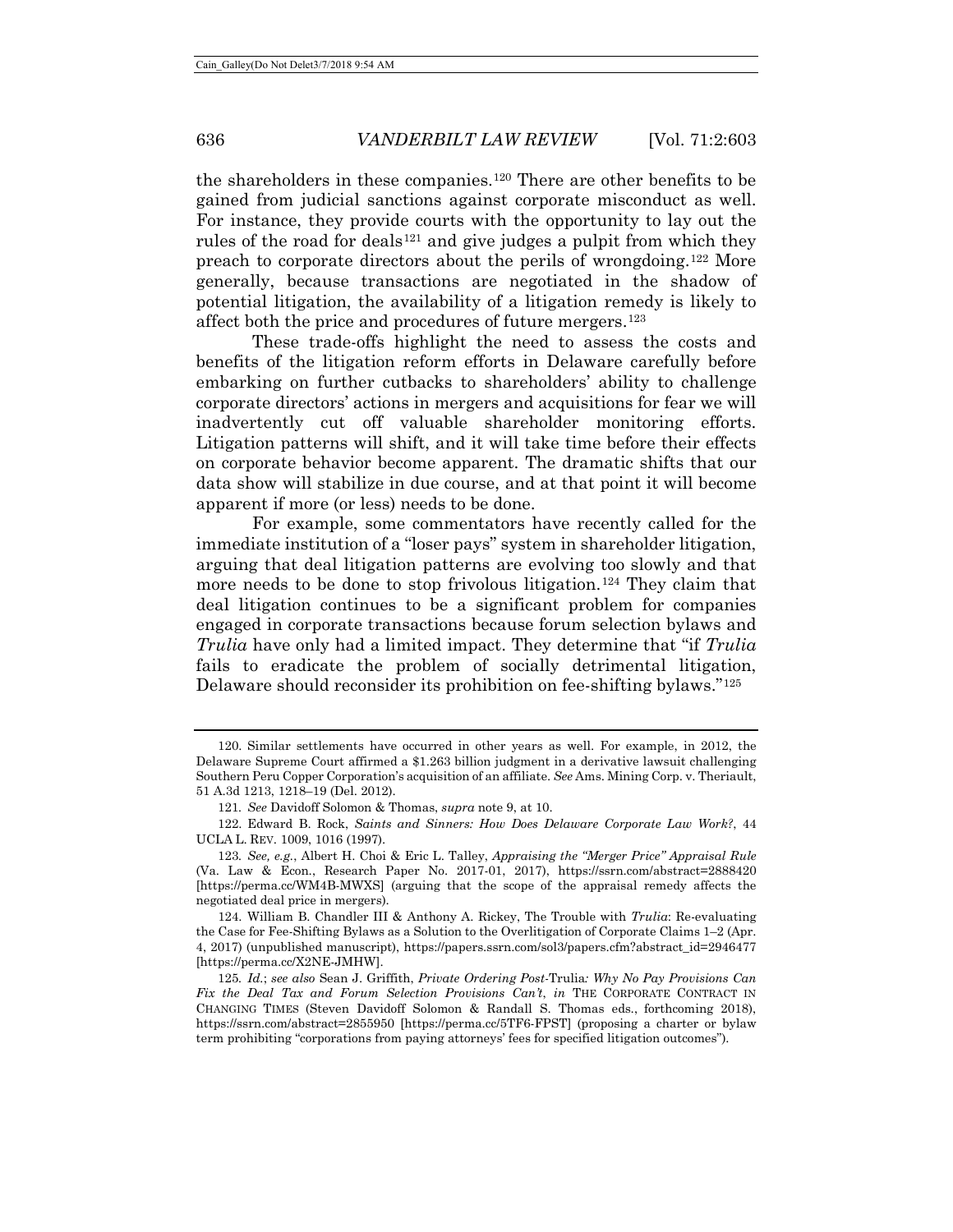the shareholders in these companies.[120] There are other benefits to be gained from judicial sanctions against corporate misconduct as well. For instance, they provide courts with the opportunity to lay out the rules of the road for deals[121] and give judges a pulpit from which they preach to corporate directors about the perils of wrongdoing.[122] More generally, because transactions are negotiated in the shadow of potential litigation, the availability of a litigation remedy is likely to affect both the price and procedures of future mergers.[123]

These trade-offs highlight the need to assess the costs and benefits of the litigation reform efforts in Delaware carefully before embarking on further cutbacks to shareholders' ability to challenge corporate directors' actions in mergers and acquisitions for fear we will inadvertently cut off valuable shareholder monitoring efforts. Litigation patterns will shift, and it will take time before their effects on corporate behavior become apparent. The dramatic shifts that our data show will stabilize in due course, and at that point it will become apparent if more (or less) needs to be done.

For example, some commentators have recently called for the immediate institution of a "loser pays" system in shareholder litigation, arguing that deal litigation patterns are evolving too slowly and that more needs to be done to stop frivolous litigation.[124] They claim that deal litigation continues to be a significant problem for companies engaged in corporate transactions because forum selection bylaws and *Trulia* have only had a limited impact. They determine that "if *Trulia* fails to eradicate the problem of socially detrimental litigation, Delaware should reconsider its prohibition on fee-shifting bylaws."[125]

---

120. Similar settlements have occurred in other years as well. For example, in 2012, the Delaware Supreme Court affirmed a $1.263 billion judgment in a derivative lawsuit challenging Southern Peru Copper Corporation's acquisition of an affiliate. *See* Ams. Mining Corp. v. Theriault, 51 A.3d 1213, 1218–19 (Del. 2012).

121. *See* Davidoff Solomon & Thomas, *supra* note 9, at 10.

122. Edward B. Rock, *Saints and Sinners: How Does Delaware Corporate Law Work?*, 44 UCLA L. REV. 1009, 1016 (1997).

123. *See, e.g.*, Albert H. Choi & Eric L. Talley, *Appraising the "Merger Price" Appraisal Rule* (Va. Law & Econ., Research Paper No. 2017-01, 2017), https://ssrn.com/abstract=2888420 [https://perma.cc/WM4B-MWXS] (arguing that the scope of the appraisal remedy affects the negotiated deal price in mergers).

124. William B. Chandler III & Anthony A. Rickey, The Trouble with *Trulia*: Re-evaluating the Case for Fee-Shifting Bylaws as a Solution to the Overlitigation of Corporate Claims 1–2 (Apr. 4, 2017) (unpublished manuscript), https://papers.ssrn.com/sol3/papers.cfm?abstract_id=2946477 [https://perma.cc/X2NE-JMHW].

125. *Id.*; *see also* Sean J. Griffith, *Private Ordering Post-*Trulia*: Why No Pay Provisions Can Fix the Deal Tax and Forum Selection Provisions Can't*, *in* THE CORPORATE CONTRACT IN CHANGING TIMES (Steven Davidoff Solomon & Randall S. Thomas eds., forthcoming 2018), https://ssrn.com/abstract=2855950 [https://perma.cc/5TF6-FPST] (proposing a charter or bylaw term prohibiting "corporations from paying attorneys' fees for specified litigation outcomes").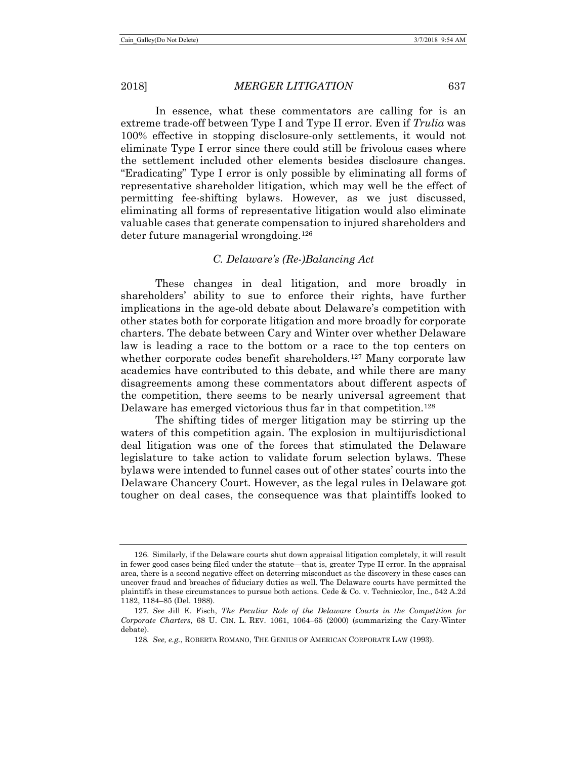In essence, what these commentators are calling for is an extreme trade-off between Type I and Type II error. Even if *Trulia* was 100% effective in stopping disclosure-only settlements, it would not eliminate Type I error since there could still be frivolous cases where the settlement included other elements besides disclosure changes. "Eradicating" Type I error is only possible by eliminating all forms of representative shareholder litigation, which may well be the effect of permitting fee-shifting bylaws. However, as we just discussed, eliminating all forms of representative litigation would also eliminate valuable cases that generate compensation to injured shareholders and deter future managerial wrongdoing.[126]

### *C. Delaware's (Re-)Balancing Act*

These changes in deal litigation, and more broadly in shareholders' ability to sue to enforce their rights, have further implications in the age-old debate about Delaware's competition with other states both for corporate litigation and more broadly for corporate charters. The debate between Cary and Winter over whether Delaware law is leading a race to the bottom or a race to the top centers on whether corporate codes benefit shareholders.[127] Many corporate law academics have contributed to this debate, and while there are many disagreements among these commentators about different aspects of the competition, there seems to be nearly universal agreement that Delaware has emerged victorious thus far in that competition.[128]

The shifting tides of merger litigation may be stirring up the waters of this competition again. The explosion in multijurisdictional deal litigation was one of the forces that stimulated the Delaware legislature to take action to validate forum selection bylaws. These bylaws were intended to funnel cases out of other states' courts into the Delaware Chancery Court. However, as the legal rules in Delaware got tougher on deal cases, the consequence was that plaintiffs looked to

---

126. Similarly, if the Delaware courts shut down appraisal litigation completely, it will result in fewer good cases being filed under the statute—that is, greater Type II error. In the appraisal area, there is a second negative effect on deterring misconduct as the discovery in these cases can uncover fraud and breaches of fiduciary duties as well. The Delaware courts have permitted the plaintiffs in these circumstances to pursue both actions. Cede & Co. v. Technicolor, Inc., 542 A.2d 1182, 1184–85 (Del. 1988).

127. *See* Jill E. Fisch, *The Peculiar Role of the Delaware Courts in the Competition for Corporate Charters*, 68 U. CIN. L. REV. 1061, 1064–65 (2000) (summarizing the Cary-Winter debate).

128. *See, e.g.*, ROBERTA ROMANO, THE GENIUS OF AMERICAN CORPORATE LAW (1993).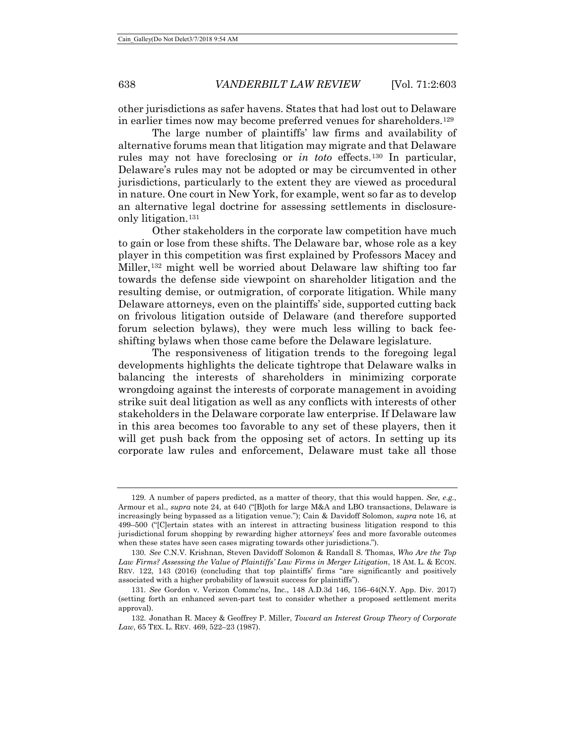other jurisdictions as safer havens. States that had lost out to Delaware in earlier times now may become preferred venues for shareholders.[129]

The large number of plaintiffs' law firms and availability of alternative forums mean that litigation may migrate and that Delaware rules may not have foreclosing or *in toto* effects.[130] In particular, Delaware's rules may not be adopted or may be circumvented in other jurisdictions, particularly to the extent they are viewed as procedural in nature. One court in New York, for example, went so far as to develop an alternative legal doctrine for assessing settlements in disclosure-only litigation.[131]

Other stakeholders in the corporate law competition have much to gain or lose from these shifts. The Delaware bar, whose role as a key player in this competition was first explained by Professors Macey and Miller,[132] might well be worried about Delaware law shifting too far towards the defense side viewpoint on shareholder litigation and the resulting demise, or outmigration, of corporate litigation. While many Delaware attorneys, even on the plaintiffs' side, supported cutting back on frivolous litigation outside of Delaware (and therefore supported forum selection bylaws), they were much less willing to back fee-shifting bylaws when those came before the Delaware legislature.

The responsiveness of litigation trends to the foregoing legal developments highlights the delicate tightrope that Delaware walks in balancing the interests of shareholders in minimizing corporate wrongdoing against the interests of corporate management in avoiding strike suit deal litigation as well as any conflicts with interests of other stakeholders in the Delaware corporate law enterprise. If Delaware law in this area becomes too favorable to any set of these players, then it will get push back from the opposing set of actors. In setting up its corporate law rules and enforcement, Delaware must take all those

---

129. A number of papers predicted, as a matter of theory, that this would happen. *See, e.g.*, Armour et al., *supra* note 24, at 640 ("[B]oth for large M&A and LBO transactions, Delaware is increasingly being bypassed as a litigation venue."); Cain & Davidoff Solomon, *supra* note 16, at 499–500 ("[C]ertain states with an interest in attracting business litigation respond to this jurisdictional forum shopping by rewarding higher attorneys' fees and more favorable outcomes when these states have seen cases migrating towards other jurisdictions.").

130. *See* C.N.V. Krishnan, Steven Davidoff Solomon & Randall S. Thomas, *Who Are the Top Law Firms? Assessing the Value of Plaintiffs' Law Firms in Merger Litigation*, 18 AM. L. & ECON. REV. 122, 143 (2016) (concluding that top plaintiffs' firms "are significantly and positively associated with a higher probability of lawsuit success for plaintiffs").

131. *See* Gordon v. Verizon Commc'ns, Inc., 148 A.D.3d 146, 156–64(N.Y. App. Div. 2017) (setting forth an enhanced seven-part test to consider whether a proposed settlement merits approval).

132. Jonathan R. Macey & Geoffrey P. Miller, *Toward an Interest Group Theory of Corporate Law*, 65 TEX. L. REV. 469, 522–23 (1987).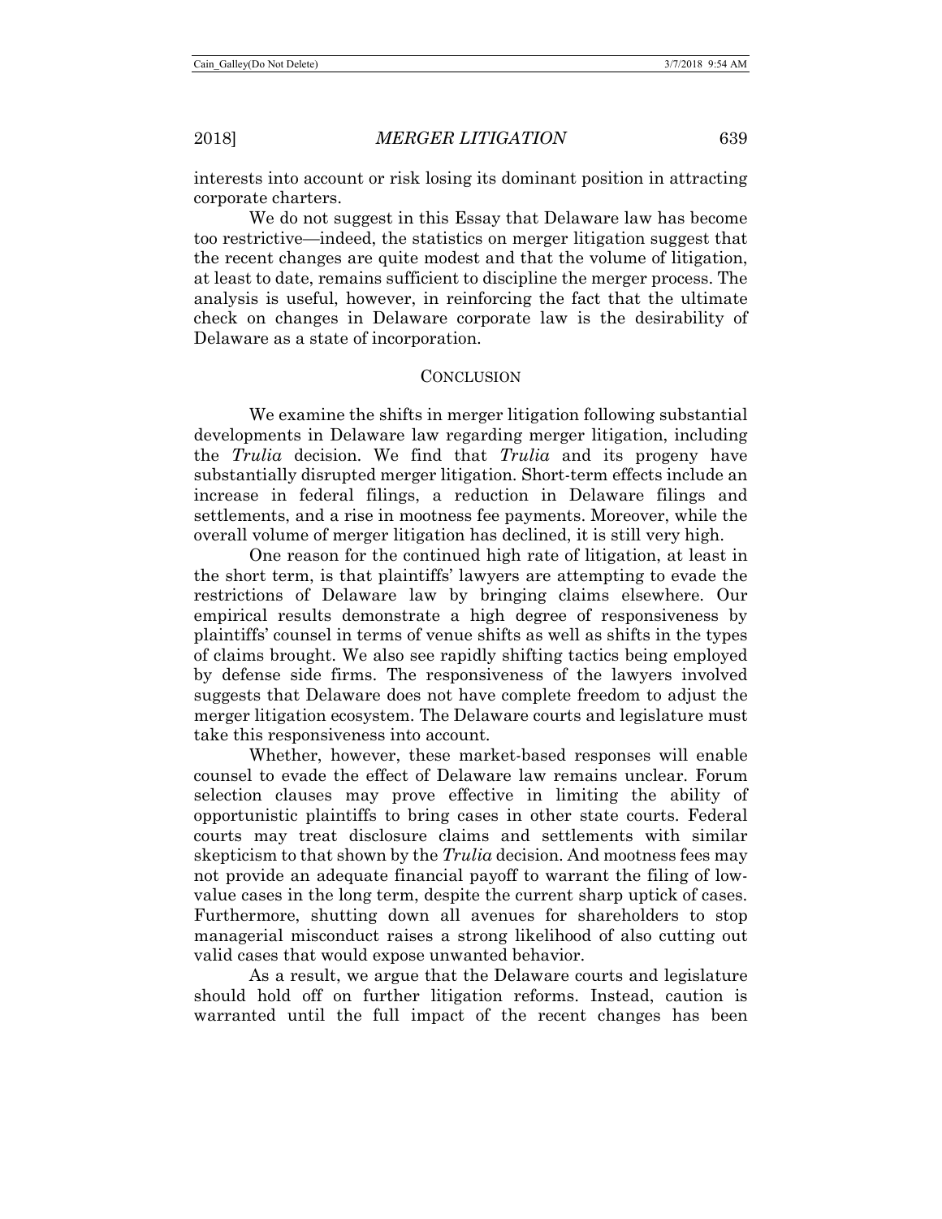interests into account or risk losing its dominant position in attracting corporate charters.

We do not suggest in this Essay that Delaware law has become too restrictive—indeed, the statistics on merger litigation suggest that the recent changes are quite modest and that the volume of litigation, at least to date, remains sufficient to discipline the merger process. The analysis is useful, however, in reinforcing the fact that the ultimate check on changes in Delaware corporate law is the desirability of Delaware as a state of incorporation.

## CONCLUSION

We examine the shifts in merger litigation following substantial developments in Delaware law regarding merger litigation, including the *Trulia* decision. We find that *Trulia* and its progeny have substantially disrupted merger litigation. Short-term effects include an increase in federal filings, a reduction in Delaware filings and settlements, and a rise in mootness fee payments. Moreover, while the overall volume of merger litigation has declined, it is still very high.

One reason for the continued high rate of litigation, at least in the short term, is that plaintiffs' lawyers are attempting to evade the restrictions of Delaware law by bringing claims elsewhere. Our empirical results demonstrate a high degree of responsiveness by plaintiffs' counsel in terms of venue shifts as well as shifts in the types of claims brought. We also see rapidly shifting tactics being employed by defense side firms. The responsiveness of the lawyers involved suggests that Delaware does not have complete freedom to adjust the merger litigation ecosystem. The Delaware courts and legislature must take this responsiveness into account.

Whether, however, these market-based responses will enable counsel to evade the effect of Delaware law remains unclear. Forum selection clauses may prove effective in limiting the ability of opportunistic plaintiffs to bring cases in other state courts. Federal courts may treat disclosure claims and settlements with similar skepticism to that shown by the *Trulia* decision. And mootness fees may not provide an adequate financial payoff to warrant the filing of low-value cases in the long term, despite the current sharp uptick of cases. Furthermore, shutting down all avenues for shareholders to stop managerial misconduct raises a strong likelihood of also cutting out valid cases that would expose unwanted behavior.

As a result, we argue that the Delaware courts and legislature should hold off on further litigation reforms. Instead, caution is warranted until the full impact of the recent changes has been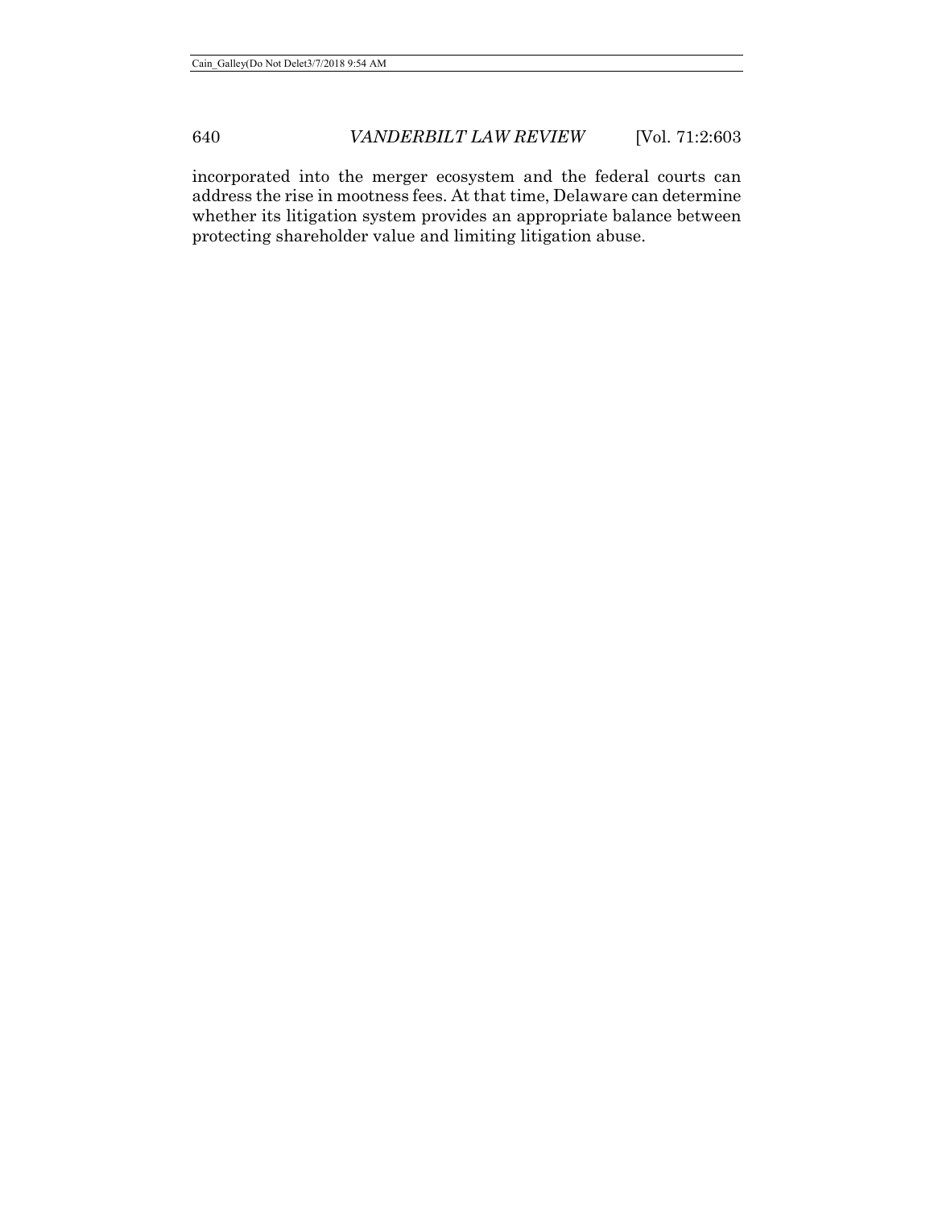incorporated into the merger ecosystem and the federal courts can address the rise in mootness fees. At that time, Delaware can determine whether its litigation system provides an appropriate balance between protecting shareholder value and limiting litigation abuse.